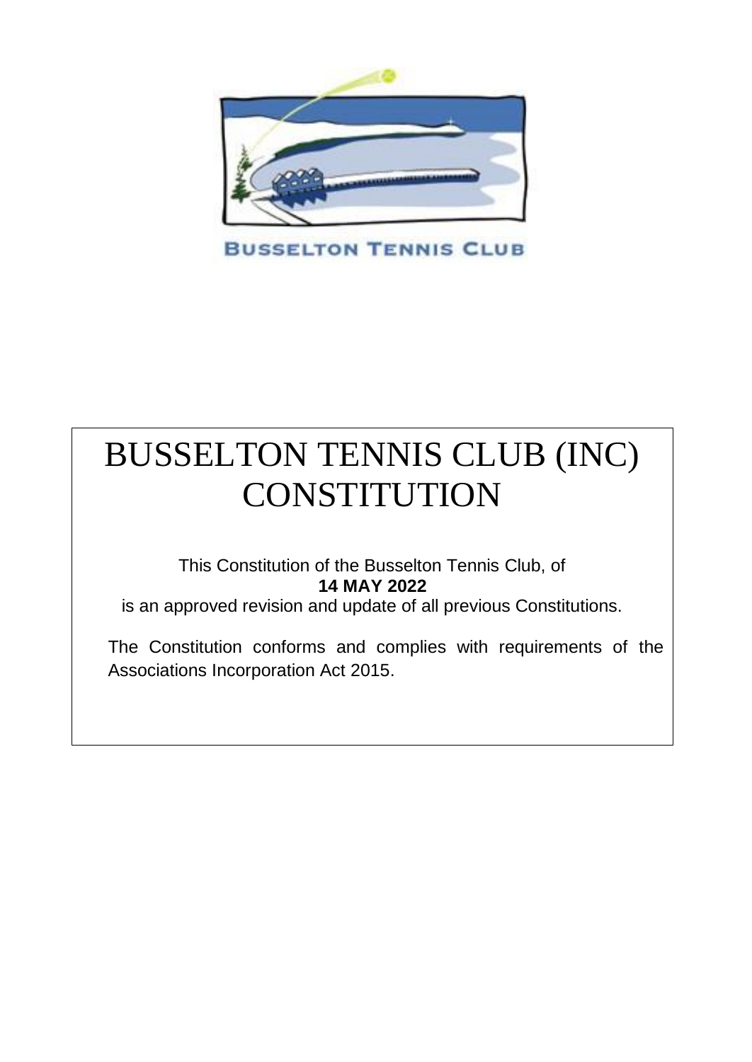BUSSELTON TENNIS CLUB

# BUSSELTON TENNIS CLUB (INC) CONSTITUTION

This Constitution of the Busselton Tennis Club, of
**14 MAY 2022**
is an approved revision and update of all previous Constitutions.

The Constitution conforms and complies with requirements of the Associations Incorporation Act 2015.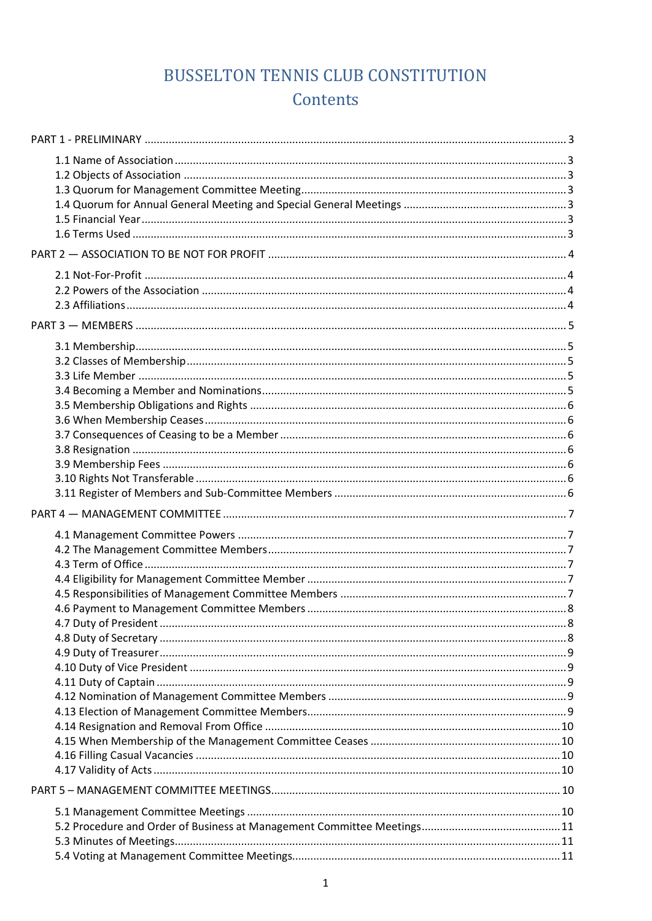# BUSSELTON TENNIS CLUB CONSTITUTION

## Contents

PART 1 - PRELIMINARY ..... 3

- 1.1 Name of Association ..... 3
- 1.2 Objects of Association ..... 3
- 1.3 Quorum for Management Committee Meeting ..... 3
- 1.4 Quorum for Annual General Meeting and Special General Meetings ..... 3
- 1.5 Financial Year ..... 3
- 1.6 Terms Used ..... 3

PART 2 — ASSOCIATION TO BE NOT FOR PROFIT ..... 4

- 2.1 Not-For-Profit ..... 4
- 2.2 Powers of the Association ..... 4
- 2.3 Affiliations ..... 4

PART 3 — MEMBERS ..... 5

- 3.1 Membership ..... 5
- 3.2 Classes of Membership ..... 5
- 3.3 Life Member ..... 5
- 3.4 Becoming a Member and Nominations ..... 5
- 3.5 Membership Obligations and Rights ..... 6
- 3.6 When Membership Ceases ..... 6
- 3.7 Consequences of Ceasing to be a Member ..... 6
- 3.8 Resignation ..... 6
- 3.9 Membership Fees ..... 6
- 3.10 Rights Not Transferable ..... 6
- 3.11 Register of Members and Sub-Committee Members ..... 6

PART 4 — MANAGEMENT COMMITTEE ..... 7

- 4.1 Management Committee Powers ..... 7
- 4.2 The Management Committee Members ..... 7
- 4.3 Term of Office ..... 7
- 4.4 Eligibility for Management Committee Member ..... 7
- 4.5 Responsibilities of Management Committee Members ..... 7
- 4.6 Payment to Management Committee Members ..... 8
- 4.7 Duty of President ..... 8
- 4.8 Duty of Secretary ..... 8
- 4.9 Duty of Treasurer ..... 9
- 4.10 Duty of Vice President ..... 9
- 4.11 Duty of Captain ..... 9
- 4.12 Nomination of Management Committee Members ..... 9
- 4.13 Election of Management Committee Members ..... 9
- 4.14 Resignation and Removal From Office ..... 10
- 4.15 When Membership of the Management Committee Ceases ..... 10
- 4.16 Filling Casual Vacancies ..... 10
- 4.17 Validity of Acts ..... 10

PART 5 – MANAGEMENT COMMITTEE MEETINGS ..... 10

- 5.1 Management Committee Meetings ..... 10
- 5.2 Procedure and Order of Business at Management Committee Meetings ..... 11
- 5.3 Minutes of Meetings ..... 11
- 5.4 Voting at Management Committee Meetings ..... 11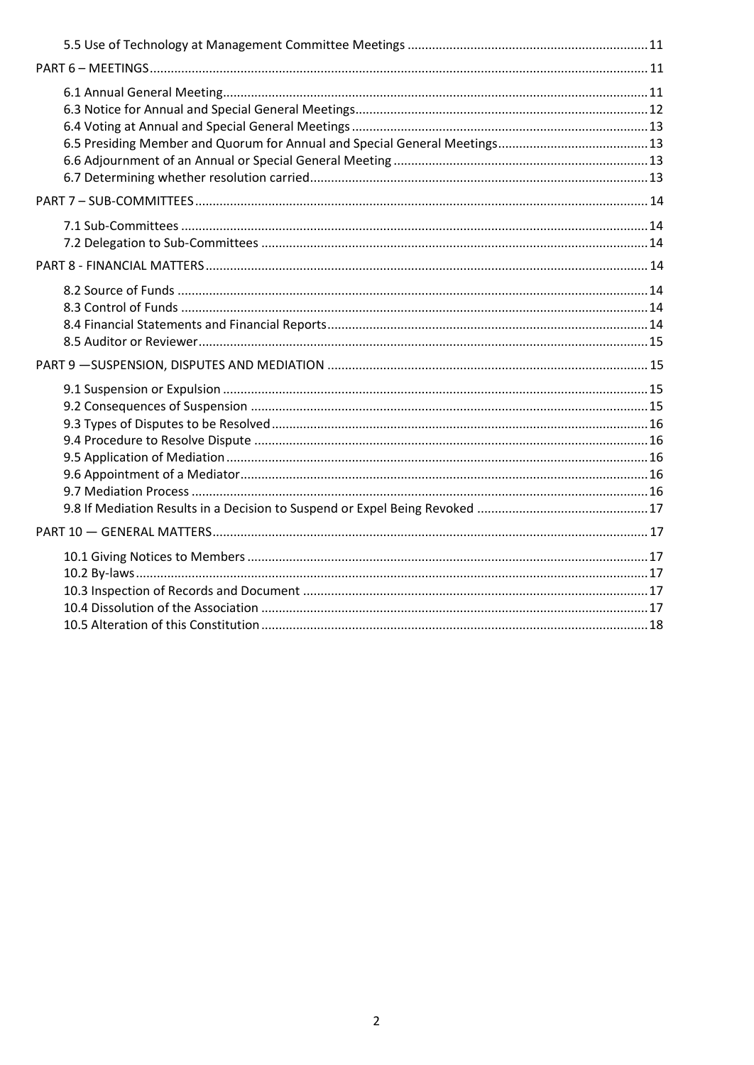5.5 Use of Technology at Management Committee Meetings .......... 11

PART 6 – MEETINGS .......... 11

6.1 Annual General Meeting .......... 11
6.3 Notice for Annual and Special General Meetings .......... 12
6.4 Voting at Annual and Special General Meetings .......... 13
6.5 Presiding Member and Quorum for Annual and Special General Meetings .......... 13
6.6 Adjournment of an Annual or Special General Meeting .......... 13
6.7 Determining whether resolution carried .......... 13

PART 7 – SUB-COMMITTEES .......... 14

7.1 Sub-Committees .......... 14
7.2 Delegation to Sub-Committees .......... 14

PART 8 - FINANCIAL MATTERS .......... 14

8.2 Source of Funds .......... 14
8.3 Control of Funds .......... 14
8.4 Financial Statements and Financial Reports .......... 14
8.5 Auditor or Reviewer .......... 15

PART 9 —SUSPENSION, DISPUTES AND MEDIATION .......... 15

9.1 Suspension or Expulsion .......... 15
9.2 Consequences of Suspension .......... 15
9.3 Types of Disputes to be Resolved .......... 16
9.4 Procedure to Resolve Dispute .......... 16
9.5 Application of Mediation .......... 16
9.6 Appointment of a Mediator .......... 16
9.7 Mediation Process .......... 16
9.8 If Mediation Results in a Decision to Suspend or Expel Being Revoked .......... 17

PART 10 — GENERAL MATTERS .......... 17

10.1 Giving Notices to Members .......... 17
10.2 By-laws .......... 17
10.3 Inspection of Records and Document .......... 17
10.4 Dissolution of the Association .......... 17
10.5 Alteration of this Constitution .......... 18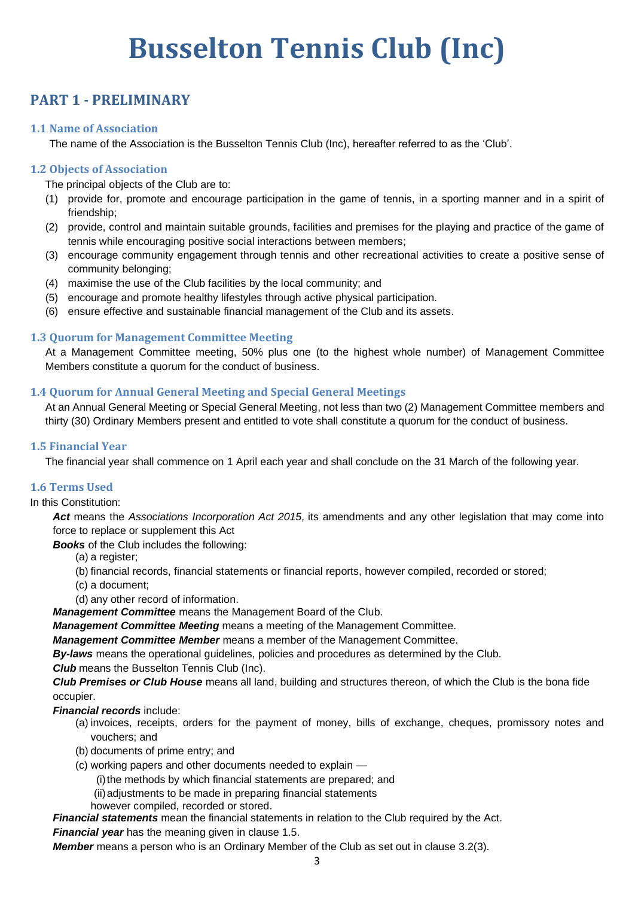# Busselton Tennis Club (Inc)

## PART 1 - PRELIMINARY

### 1.1 Name of Association

The name of the Association is the Busselton Tennis Club (Inc), hereafter referred to as the 'Club'.

### 1.2 Objects of Association

The principal objects of the Club are to:

(1) provide for, promote and encourage participation in the game of tennis, in a sporting manner and in a spirit of friendship;

(2) provide, control and maintain suitable grounds, facilities and premises for the playing and practice of the game of tennis while encouraging positive social interactions between members;

(3) encourage community engagement through tennis and other recreational activities to create a positive sense of community belonging;

(4) maximise the use of the Club facilities by the local community; and

(5) encourage and promote healthy lifestyles through active physical participation.

(6) ensure effective and sustainable financial management of the Club and its assets.

### 1.3 Quorum for Management Committee Meeting

At a Management Committee meeting, 50% plus one (to the highest whole number) of Management Committee Members constitute a quorum for the conduct of business.

### 1.4 Quorum for Annual General Meeting and Special General Meetings

At an Annual General Meeting or Special General Meeting, not less than two (2) Management Committee members and thirty (30) Ordinary Members present and entitled to vote shall constitute a quorum for the conduct of business.

### 1.5 Financial Year

The financial year shall commence on 1 April each year and shall conclude on the 31 March of the following year.

### 1.6 Terms Used

In this Constitution:

***Act*** means the *Associations Incorporation Act 2015,* its amendments and any other legislation that may come into force to replace or supplement this Act

***Books*** of the Club includes the following:

(a) a register;

(b) financial records, financial statements or financial reports, however compiled, recorded or stored;

(c) a document;

(d) any other record of information.

***Management Committee*** means the Management Board of the Club.

***Management Committee Meeting*** means a meeting of the Management Committee.

***Management Committee Member*** means a member of the Management Committee.

***By-laws*** means the operational guidelines, policies and procedures as determined by the Club.

***Club*** means the Busselton Tennis Club (Inc).

***Club Premises or Club House*** means all land, building and structures thereon, of which the Club is the bona fide occupier.

***Financial records*** include:

(a) invoices, receipts, orders for the payment of money, bills of exchange, cheques, promissory notes and vouchers; and

(b) documents of prime entry; and

(c) working papers and other documents needed to explain —

(i) the methods by which financial statements are prepared; and

(ii) adjustments to be made in preparing financial statements

however compiled, recorded or stored.

***Financial statements*** mean the financial statements in relation to the Club required by the Act.

***Financial year*** has the meaning given in clause 1.5.

***Member*** means a person who is an Ordinary Member of the Club as set out in clause 3.2(3).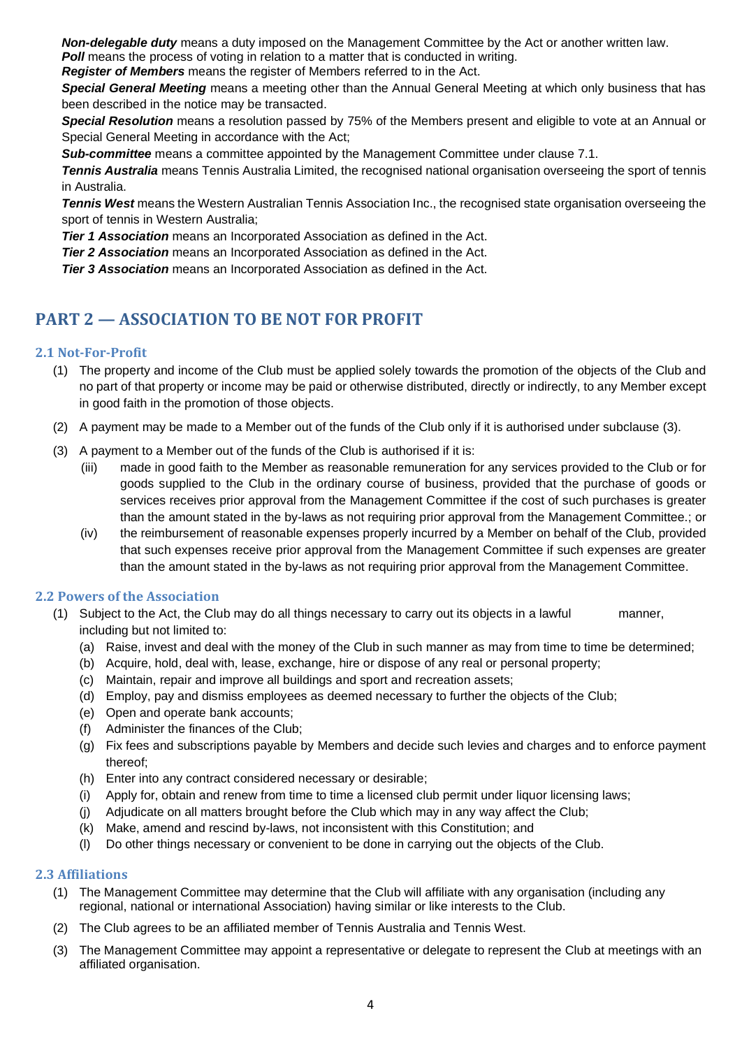***Non-delegable duty*** means a duty imposed on the Management Committee by the Act or another written law.
***Poll*** means the process of voting in relation to a matter that is conducted in writing.
***Register of Members*** means the register of Members referred to in the Act.

***Special General Meeting*** means a meeting other than the Annual General Meeting at which only business that has been described in the notice may be transacted.

***Special Resolution*** means a resolution passed by 75% of the Members present and eligible to vote at an Annual or Special General Meeting in accordance with the Act;

***Sub-committee*** means a committee appointed by the Management Committee under clause 7.1.

***Tennis Australia*** means Tennis Australia Limited, the recognised national organisation overseeing the sport of tennis in Australia.

***Tennis West*** means the Western Australian Tennis Association Inc., the recognised state organisation overseeing the sport of tennis in Western Australia;

***Tier 1 Association*** means an Incorporated Association as defined in the Act.
***Tier 2 Association*** means an Incorporated Association as defined in the Act.
***Tier 3 Association*** means an Incorporated Association as defined in the Act.

# PART 2 — ASSOCIATION TO BE NOT FOR PROFIT

## 2.1 Not-For-Profit

(1) The property and income of the Club must be applied solely towards the promotion of the objects of the Club and no part of that property or income may be paid or otherwise distributed, directly or indirectly, to any Member except in good faith in the promotion of those objects.

(2) A payment may be made to a Member out of the funds of the Club only if it is authorised under subclause (3).

(3) A payment to a Member out of the funds of the Club is authorised if it is:

(iii) made in good faith to the Member as reasonable remuneration for any services provided to the Club or for goods supplied to the Club in the ordinary course of business, provided that the purchase of goods or services receives prior approval from the Management Committee if the cost of such purchases is greater than the amount stated in the by-laws as not requiring prior approval from the Management Committee.; or

(iv) the reimbursement of reasonable expenses properly incurred by a Member on behalf of the Club, provided that such expenses receive prior approval from the Management Committee if such expenses are greater than the amount stated in the by-laws as not requiring prior approval from the Management Committee.

## 2.2 Powers of the Association

(1) Subject to the Act, the Club may do all things necessary to carry out its objects in a lawful manner, including but not limited to:

(a) Raise, invest and deal with the money of the Club in such manner as may from time to time be determined;
(b) Acquire, hold, deal with, lease, exchange, hire or dispose of any real or personal property;
(c) Maintain, repair and improve all buildings and sport and recreation assets;
(d) Employ, pay and dismiss employees as deemed necessary to further the objects of the Club;
(e) Open and operate bank accounts;
(f) Administer the finances of the Club;
(g) Fix fees and subscriptions payable by Members and decide such levies and charges and to enforce payment thereof;
(h) Enter into any contract considered necessary or desirable;
(i) Apply for, obtain and renew from time to time a licensed club permit under liquor licensing laws;
(j) Adjudicate on all matters brought before the Club which may in any way affect the Club;
(k) Make, amend and rescind by-laws, not inconsistent with this Constitution; and
(l) Do other things necessary or convenient to be done in carrying out the objects of the Club.

## 2.3 Affiliations

(1) The Management Committee may determine that the Club will affiliate with any organisation (including any regional, national or international Association) having similar or like interests to the Club.

(2) The Club agrees to be an affiliated member of Tennis Australia and Tennis West.

(3) The Management Committee may appoint a representative or delegate to represent the Club at meetings with an affiliated organisation.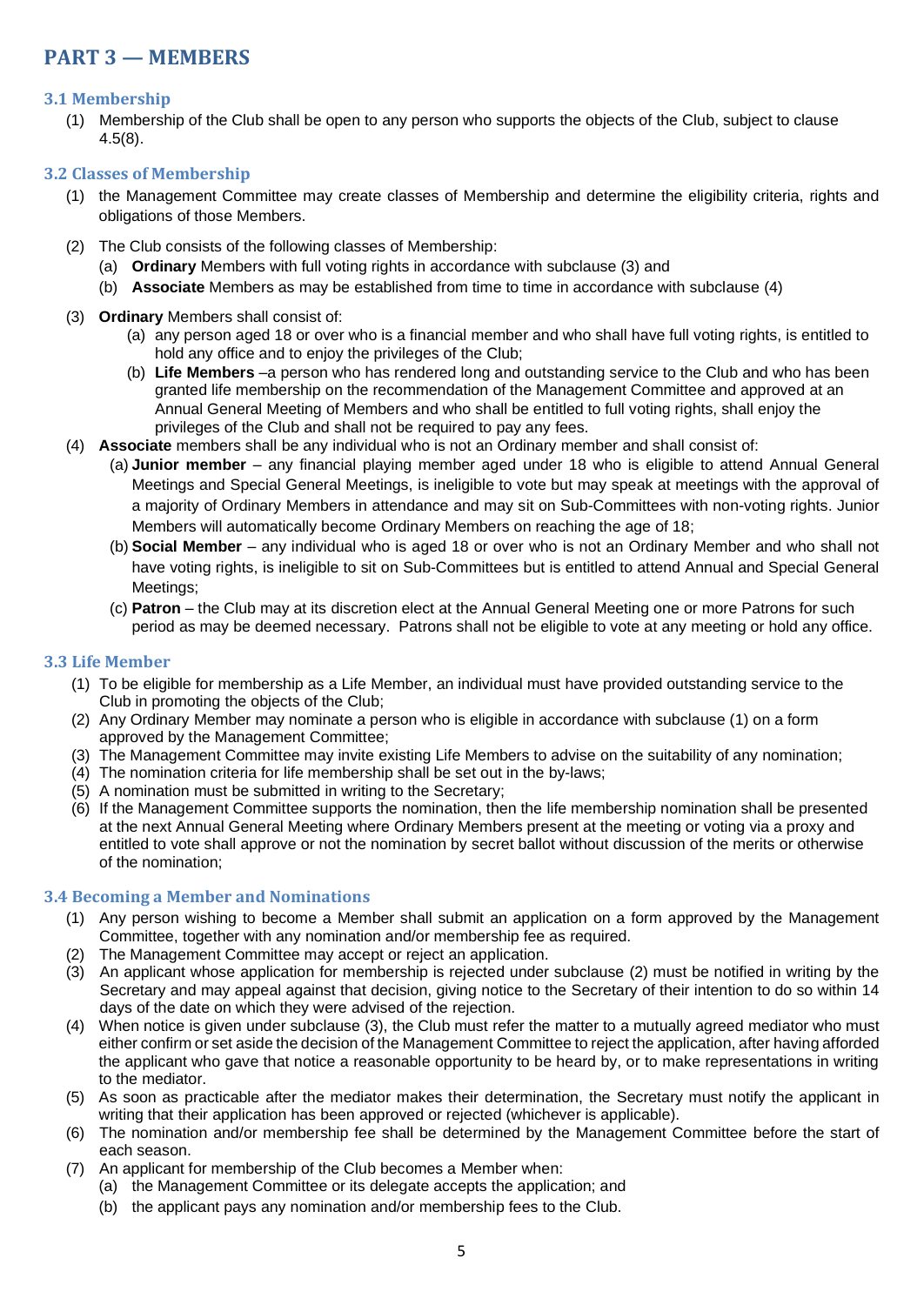# PART 3 — MEMBERS

## 3.1 Membership

(1) Membership of the Club shall be open to any person who supports the objects of the Club, subject to clause 4.5(8).

## 3.2 Classes of Membership

(1) the Management Committee may create classes of Membership and determine the eligibility criteria, rights and obligations of those Members.

(2) The Club consists of the following classes of Membership:
   (a) **Ordinary** Members with full voting rights in accordance with subclause (3) and
   (b) **Associate** Members as may be established from time to time in accordance with subclause (4)

(3) **Ordinary** Members shall consist of:
   (a) any person aged 18 or over who is a financial member and who shall have full voting rights, is entitled to hold any office and to enjoy the privileges of the Club;
   (b) **Life Members** –a person who has rendered long and outstanding service to the Club and who has been granted life membership on the recommendation of the Management Committee and approved at an Annual General Meeting of Members and who shall be entitled to full voting rights, shall enjoy the privileges of the Club and shall not be required to pay any fees.

(4) **Associate** members shall be any individual who is not an Ordinary member and shall consist of:
   (a) **Junior member** – any financial playing member aged under 18 who is eligible to attend Annual General Meetings and Special General Meetings, is ineligible to vote but may speak at meetings with the approval of a majority of Ordinary Members in attendance and may sit on Sub-Committees with non-voting rights. Junior Members will automatically become Ordinary Members on reaching the age of 18;
   (b) **Social Member** – any individual who is aged 18 or over who is not an Ordinary Member and who shall not have voting rights, is ineligible to sit on Sub-Committees but is entitled to attend Annual and Special General Meetings;
   (c) **Patron** – the Club may at its discretion elect at the Annual General Meeting one or more Patrons for such period as may be deemed necessary. Patrons shall not be eligible to vote at any meeting or hold any office.

## 3.3 Life Member

(1) To be eligible for membership as a Life Member, an individual must have provided outstanding service to the Club in promoting the objects of the Club;
(2) Any Ordinary Member may nominate a person who is eligible in accordance with subclause (1) on a form approved by the Management Committee;
(3) The Management Committee may invite existing Life Members to advise on the suitability of any nomination;
(4) The nomination criteria for life membership shall be set out in the by-laws;
(5) A nomination must be submitted in writing to the Secretary;
(6) If the Management Committee supports the nomination, then the life membership nomination shall be presented at the next Annual General Meeting where Ordinary Members present at the meeting or voting via a proxy and entitled to vote shall approve or not the nomination by secret ballot without discussion of the merits or otherwise of the nomination;

## 3.4 Becoming a Member and Nominations

(1) Any person wishing to become a Member shall submit an application on a form approved by the Management Committee, together with any nomination and/or membership fee as required.
(2) The Management Committee may accept or reject an application.
(3) An applicant whose application for membership is rejected under subclause (2) must be notified in writing by the Secretary and may appeal against that decision, giving notice to the Secretary of their intention to do so within 14 days of the date on which they were advised of the rejection.
(4) When notice is given under subclause (3), the Club must refer the matter to a mutually agreed mediator who must either confirm or set aside the decision of the Management Committee to reject the application, after having afforded the applicant who gave that notice a reasonable opportunity to be heard by, or to make representations in writing to the mediator.
(5) As soon as practicable after the mediator makes their determination, the Secretary must notify the applicant in writing that their application has been approved or rejected (whichever is applicable).
(6) The nomination and/or membership fee shall be determined by the Management Committee before the start of each season.
(7) An applicant for membership of the Club becomes a Member when:
   (a) the Management Committee or its delegate accepts the application; and
   (b) the applicant pays any nomination and/or membership fees to the Club.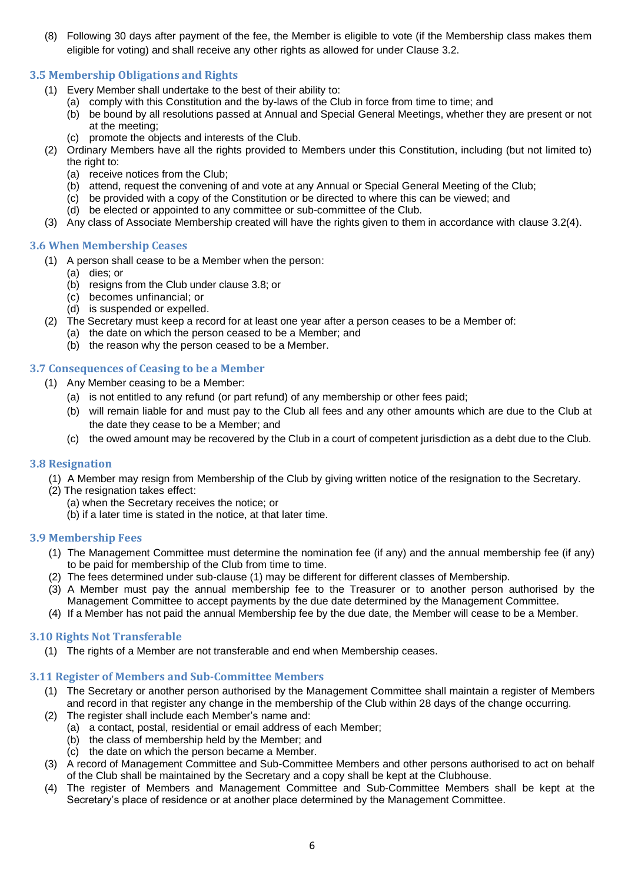(8) Following 30 days after payment of the fee, the Member is eligible to vote (if the Membership class makes them eligible for voting) and shall receive any other rights as allowed for under Clause 3.2.

### 3.5 Membership Obligations and Rights

(1) Every Member shall undertake to the best of their ability to:
   (a) comply with this Constitution and the by-laws of the Club in force from time to time; and
   (b) be bound by all resolutions passed at Annual and Special General Meetings, whether they are present or not at the meeting;
   (c) promote the objects and interests of the Club.

(2) Ordinary Members have all the rights provided to Members under this Constitution, including (but not limited to) the right to:
   (a) receive notices from the Club;
   (b) attend, request the convening of and vote at any Annual or Special General Meeting of the Club;
   (c) be provided with a copy of the Constitution or be directed to where this can be viewed; and
   (d) be elected or appointed to any committee or sub-committee of the Club.

(3) Any class of Associate Membership created will have the rights given to them in accordance with clause 3.2(4).

### 3.6 When Membership Ceases

(1) A person shall cease to be a Member when the person:
   (a) dies; or
   (b) resigns from the Club under clause 3.8; or
   (c) becomes unfinancial; or
   (d) is suspended or expelled.

(2) The Secretary must keep a record for at least one year after a person ceases to be a Member of:
   (a) the date on which the person ceased to be a Member; and
   (b) the reason why the person ceased to be a Member.

### 3.7 Consequences of Ceasing to be a Member

(1) Any Member ceasing to be a Member:
   (a) is not entitled to any refund (or part refund) of any membership or other fees paid;
   (b) will remain liable for and must pay to the Club all fees and any other amounts which are due to the Club at the date they cease to be a Member; and
   (c) the owed amount may be recovered by the Club in a court of competent jurisdiction as a debt due to the Club.

### 3.8 Resignation

(1) A Member may resign from Membership of the Club by giving written notice of the resignation to the Secretary.

(2) The resignation takes effect:
   (a) when the Secretary receives the notice; or
   (b) if a later time is stated in the notice, at that later time.

### 3.9 Membership Fees

(1) The Management Committee must determine the nomination fee (if any) and the annual membership fee (if any) to be paid for membership of the Club from time to time.

(2) The fees determined under sub-clause (1) may be different for different classes of Membership.

(3) A Member must pay the annual membership fee to the Treasurer or to another person authorised by the Management Committee to accept payments by the due date determined by the Management Committee.

(4) If a Member has not paid the annual Membership fee by the due date, the Member will cease to be a Member.

### 3.10 Rights Not Transferable

(1) The rights of a Member are not transferable and end when Membership ceases.

### 3.11 Register of Members and Sub-Committee Members

(1) The Secretary or another person authorised by the Management Committee shall maintain a register of Members and record in that register any change in the membership of the Club within 28 days of the change occurring.

(2) The register shall include each Member's name and:
   (a) a contact, postal, residential or email address of each Member;
   (b) the class of membership held by the Member; and
   (c) the date on which the person became a Member.

(3) A record of Management Committee and Sub-Committee Members and other persons authorised to act on behalf of the Club shall be maintained by the Secretary and a copy shall be kept at the Clubhouse.

(4) The register of Members and Management Committee and Sub-Committee Members shall be kept at the Secretary's place of residence or at another place determined by the Management Committee.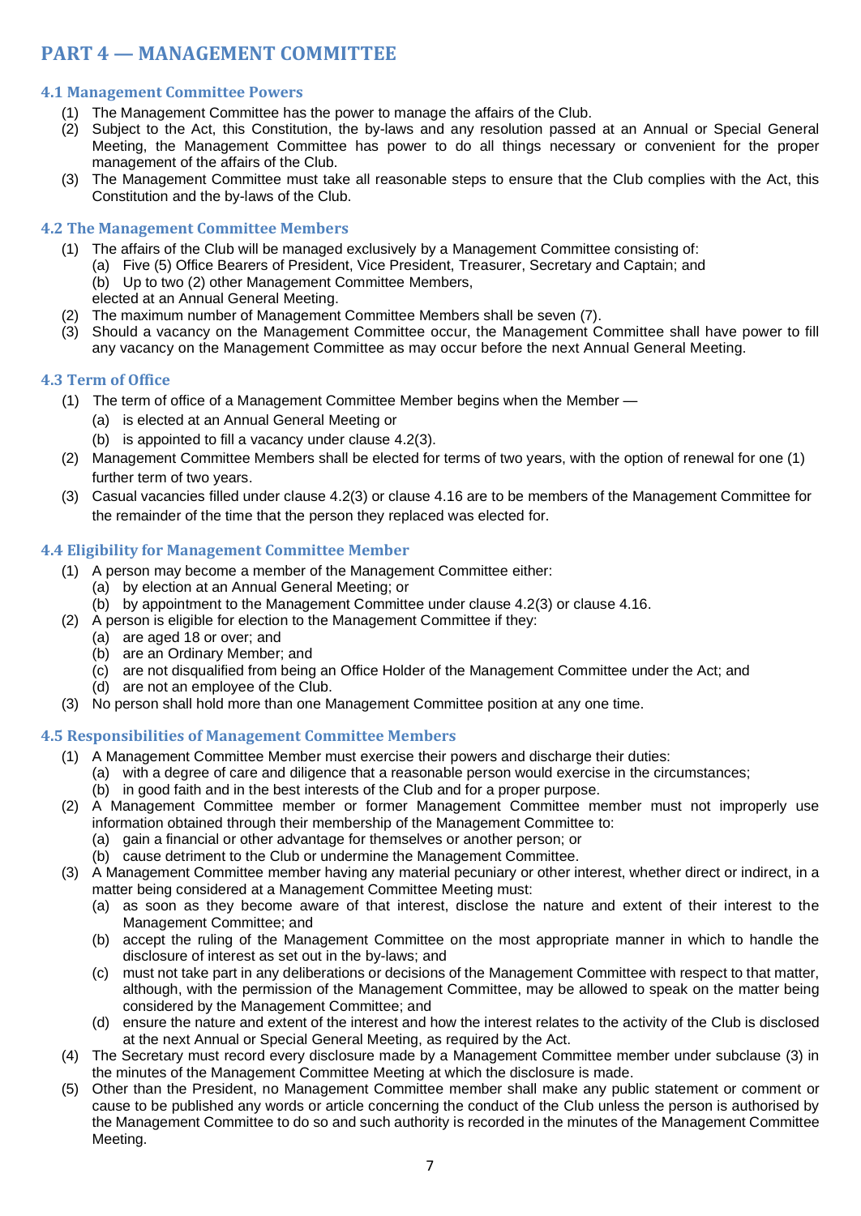# PART 4 — MANAGEMENT COMMITTEE

### 4.1 Management Committee Powers

(1) The Management Committee has the power to manage the affairs of the Club.

(2) Subject to the Act, this Constitution, the by-laws and any resolution passed at an Annual or Special General Meeting, the Management Committee has power to do all things necessary or convenient for the proper management of the affairs of the Club.

(3) The Management Committee must take all reasonable steps to ensure that the Club complies with the Act, this Constitution and the by-laws of the Club.

### 4.2 The Management Committee Members

(1) The affairs of the Club will be managed exclusively by a Management Committee consisting of:

(a) Five (5) Office Bearers of President, Vice President, Treasurer, Secretary and Captain; and

(b) Up to two (2) other Management Committee Members,

elected at an Annual General Meeting.

(2) The maximum number of Management Committee Members shall be seven (7).

(3) Should a vacancy on the Management Committee occur, the Management Committee shall have power to fill any vacancy on the Management Committee as may occur before the next Annual General Meeting.

### 4.3 Term of Office

(1) The term of office of a Management Committee Member begins when the Member —

(a) is elected at an Annual General Meeting or

(b) is appointed to fill a vacancy under clause 4.2(3).

(2) Management Committee Members shall be elected for terms of two years, with the option of renewal for one (1) further term of two years.

(3) Casual vacancies filled under clause 4.2(3) or clause 4.16 are to be members of the Management Committee for the remainder of the time that the person they replaced was elected for.

### 4.4 Eligibility for Management Committee Member

(1) A person may become a member of the Management Committee either:

(a) by election at an Annual General Meeting; or

(b) by appointment to the Management Committee under clause 4.2(3) or clause 4.16.

(2) A person is eligible for election to the Management Committee if they:

(a) are aged 18 or over; and

(b) are an Ordinary Member; and

(c) are not disqualified from being an Office Holder of the Management Committee under the Act; and

(d) are not an employee of the Club.

(3) No person shall hold more than one Management Committee position at any one time.

### 4.5 Responsibilities of Management Committee Members

(1) A Management Committee Member must exercise their powers and discharge their duties:

(a) with a degree of care and diligence that a reasonable person would exercise in the circumstances;

(b) in good faith and in the best interests of the Club and for a proper purpose.

(2) A Management Committee member or former Management Committee member must not improperly use information obtained through their membership of the Management Committee to:

(a) gain a financial or other advantage for themselves or another person; or

(b) cause detriment to the Club or undermine the Management Committee.

(3) A Management Committee member having any material pecuniary or other interest, whether direct or indirect, in a matter being considered at a Management Committee Meeting must:

(a) as soon as they become aware of that interest, disclose the nature and extent of their interest to the Management Committee; and

(b) accept the ruling of the Management Committee on the most appropriate manner in which to handle the disclosure of interest as set out in the by-laws; and

(c) must not take part in any deliberations or decisions of the Management Committee with respect to that matter, although, with the permission of the Management Committee, may be allowed to speak on the matter being considered by the Management Committee; and

(d) ensure the nature and extent of the interest and how the interest relates to the activity of the Club is disclosed at the next Annual or Special General Meeting, as required by the Act.

(4) The Secretary must record every disclosure made by a Management Committee member under subclause (3) in the minutes of the Management Committee Meeting at which the disclosure is made.

(5) Other than the President, no Management Committee member shall make any public statement or comment or cause to be published any words or article concerning the conduct of the Club unless the person is authorised by the Management Committee to do so and such authority is recorded in the minutes of the Management Committee Meeting.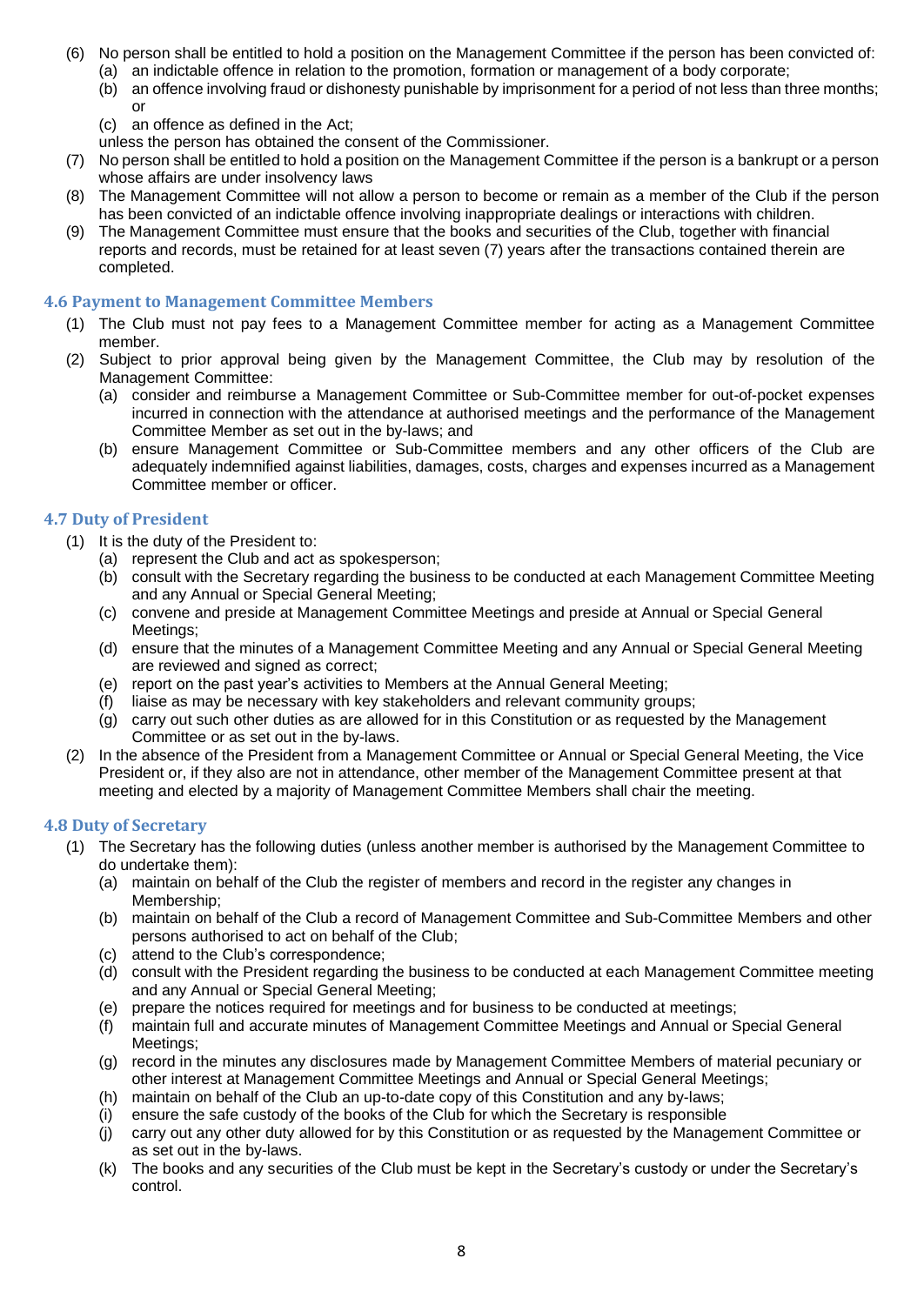(6) No person shall be entitled to hold a position on the Management Committee if the person has been convicted of:
   (a) an indictable offence in relation to the promotion, formation or management of a body corporate;
   (b) an offence involving fraud or dishonesty punishable by imprisonment for a period of not less than three months; or
   (c) an offence as defined in the Act;
   unless the person has obtained the consent of the Commissioner.

(7) No person shall be entitled to hold a position on the Management Committee if the person is a bankrupt or a person whose affairs are under insolvency laws

(8) The Management Committee will not allow a person to become or remain as a member of the Club if the person has been convicted of an indictable offence involving inappropriate dealings or interactions with children.

(9) The Management Committee must ensure that the books and securities of the Club, together with financial reports and records, must be retained for at least seven (7) years after the transactions contained therein are completed.

### 4.6 Payment to Management Committee Members

(1) The Club must not pay fees to a Management Committee member for acting as a Management Committee member.

(2) Subject to prior approval being given by the Management Committee, the Club may by resolution of the Management Committee:
   (a) consider and reimburse a Management Committee or Sub-Committee member for out-of-pocket expenses incurred in connection with the attendance at authorised meetings and the performance of the Management Committee Member as set out in the by-laws; and
   (b) ensure Management Committee or Sub-Committee members and any other officers of the Club are adequately indemnified against liabilities, damages, costs, charges and expenses incurred as a Management Committee member or officer.

### 4.7 Duty of President

(1) It is the duty of the President to:
   (a) represent the Club and act as spokesperson;
   (b) consult with the Secretary regarding the business to be conducted at each Management Committee Meeting and any Annual or Special General Meeting;
   (c) convene and preside at Management Committee Meetings and preside at Annual or Special General Meetings;
   (d) ensure that the minutes of a Management Committee Meeting and any Annual or Special General Meeting are reviewed and signed as correct;
   (e) report on the past year's activities to Members at the Annual General Meeting;
   (f) liaise as may be necessary with key stakeholders and relevant community groups;
   (g) carry out such other duties as are allowed for in this Constitution or as requested by the Management Committee or as set out in the by-laws.

(2) In the absence of the President from a Management Committee or Annual or Special General Meeting, the Vice President or, if they also are not in attendance, other member of the Management Committee present at that meeting and elected by a majority of Management Committee Members shall chair the meeting.

### 4.8 Duty of Secretary

(1) The Secretary has the following duties (unless another member is authorised by the Management Committee to do undertake them):
   (a) maintain on behalf of the Club the register of members and record in the register any changes in Membership;
   (b) maintain on behalf of the Club a record of Management Committee and Sub-Committee Members and other persons authorised to act on behalf of the Club;
   (c) attend to the Club's correspondence;
   (d) consult with the President regarding the business to be conducted at each Management Committee meeting and any Annual or Special General Meeting;
   (e) prepare the notices required for meetings and for business to be conducted at meetings;
   (f) maintain full and accurate minutes of Management Committee Meetings and Annual or Special General Meetings;
   (g) record in the minutes any disclosures made by Management Committee Members of material pecuniary or other interest at Management Committee Meetings and Annual or Special General Meetings;
   (h) maintain on behalf of the Club an up-to-date copy of this Constitution and any by-laws;
   (i) ensure the safe custody of the books of the Club for which the Secretary is responsible
   (j) carry out any other duty allowed for by this Constitution or as requested by the Management Committee or as set out in the by-laws.
   (k) The books and any securities of the Club must be kept in the Secretary's custody or under the Secretary's control.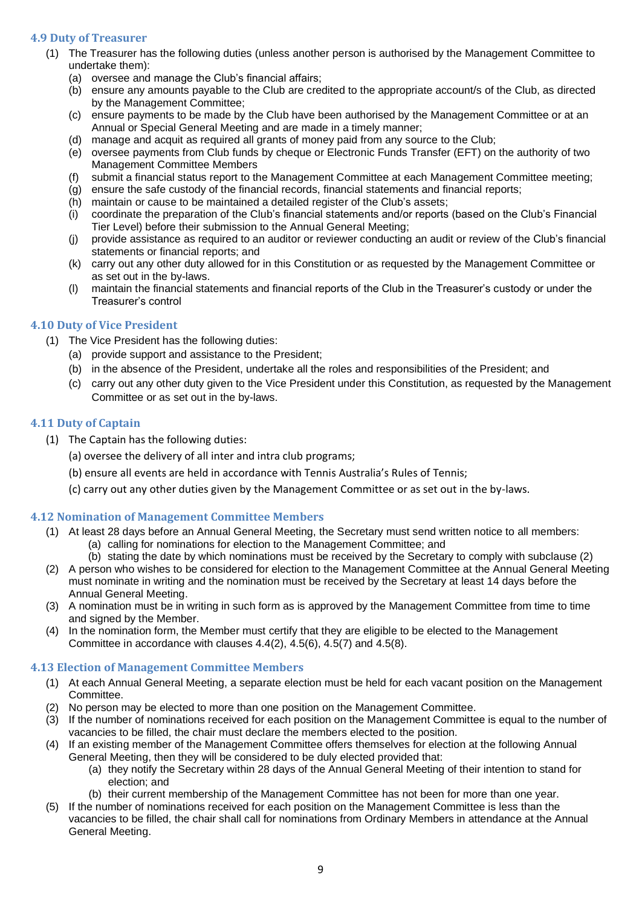### 4.9 Duty of Treasurer

(1) The Treasurer has the following duties (unless another person is authorised by the Management Committee to undertake them):
   (a) oversee and manage the Club's financial affairs;
   (b) ensure any amounts payable to the Club are credited to the appropriate account/s of the Club, as directed by the Management Committee;
   (c) ensure payments to be made by the Club have been authorised by the Management Committee or at an Annual or Special General Meeting and are made in a timely manner;
   (d) manage and acquit as required all grants of money paid from any source to the Club;
   (e) oversee payments from Club funds by cheque or Electronic Funds Transfer (EFT) on the authority of two Management Committee Members
   (f) submit a financial status report to the Management Committee at each Management Committee meeting;
   (g) ensure the safe custody of the financial records, financial statements and financial reports;
   (h) maintain or cause to be maintained a detailed register of the Club's assets;
   (i) coordinate the preparation of the Club's financial statements and/or reports (based on the Club's Financial Tier Level) before their submission to the Annual General Meeting;
   (j) provide assistance as required to an auditor or reviewer conducting an audit or review of the Club's financial statements or financial reports; and
   (k) carry out any other duty allowed for in this Constitution or as requested by the Management Committee or as set out in the by-laws.
   (l) maintain the financial statements and financial reports of the Club in the Treasurer's custody or under the Treasurer's control

### 4.10 Duty of Vice President

(1) The Vice President has the following duties:
   (a) provide support and assistance to the President;
   (b) in the absence of the President, undertake all the roles and responsibilities of the President; and
   (c) carry out any other duty given to the Vice President under this Constitution, as requested by the Management Committee or as set out in the by-laws.

### 4.11 Duty of Captain

(1) The Captain has the following duties:
   (a) oversee the delivery of all inter and intra club programs;
   (b) ensure all events are held in accordance with Tennis Australia's Rules of Tennis;
   (c) carry out any other duties given by the Management Committee or as set out in the by-laws.

### 4.12 Nomination of Management Committee Members

(1) At least 28 days before an Annual General Meeting, the Secretary must send written notice to all members:
   (a) calling for nominations for election to the Management Committee; and
   (b) stating the date by which nominations must be received by the Secretary to comply with subclause (2)
(2) A person who wishes to be considered for election to the Management Committee at the Annual General Meeting must nominate in writing and the nomination must be received by the Secretary at least 14 days before the Annual General Meeting.
(3) A nomination must be in writing in such form as is approved by the Management Committee from time to time and signed by the Member.
(4) In the nomination form, the Member must certify that they are eligible to be elected to the Management Committee in accordance with clauses 4.4(2), 4.5(6), 4.5(7) and 4.5(8).

### 4.13 Election of Management Committee Members

(1) At each Annual General Meeting, a separate election must be held for each vacant position on the Management Committee.
(2) No person may be elected to more than one position on the Management Committee.
(3) If the number of nominations received for each position on the Management Committee is equal to the number of vacancies to be filled, the chair must declare the members elected to the position.
(4) If an existing member of the Management Committee offers themselves for election at the following Annual General Meeting, then they will be considered to be duly elected provided that:
   (a) they notify the Secretary within 28 days of the Annual General Meeting of their intention to stand for election; and
   (b) their current membership of the Management Committee has not been for more than one year.
(5) If the number of nominations received for each position on the Management Committee is less than the vacancies to be filled, the chair shall call for nominations from Ordinary Members in attendance at the Annual General Meeting.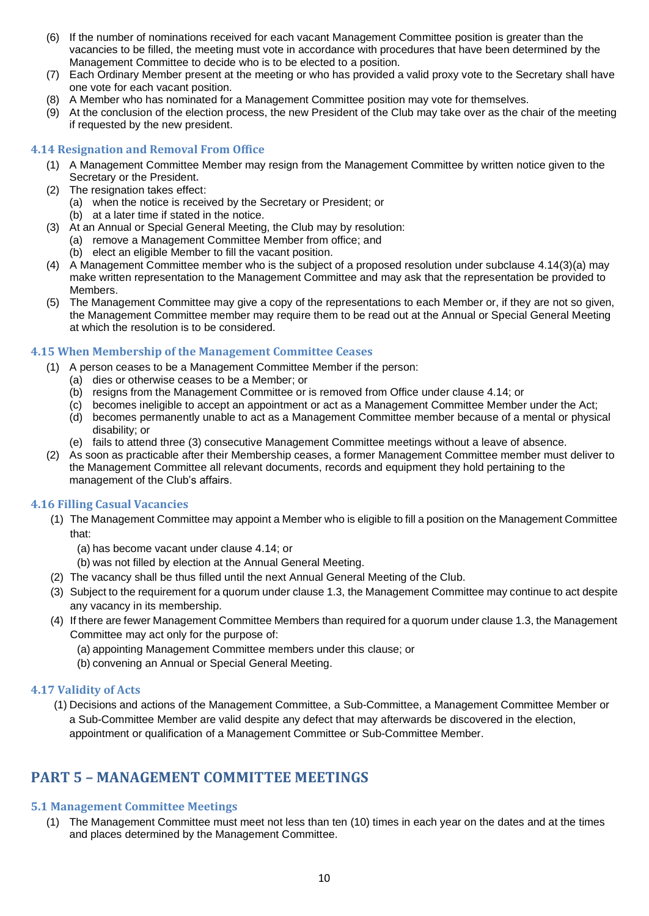(6) If the number of nominations received for each vacant Management Committee position is greater than the vacancies to be filled, the meeting must vote in accordance with procedures that have been determined by the Management Committee to decide who is to be elected to a position.

(7) Each Ordinary Member present at the meeting or who has provided a valid proxy vote to the Secretary shall have one vote for each vacant position.

(8) A Member who has nominated for a Management Committee position may vote for themselves.

(9) At the conclusion of the election process, the new President of the Club may take over as the chair of the meeting if requested by the new president.

### 4.14 Resignation and Removal From Office

(1) A Management Committee Member may resign from the Management Committee by written notice given to the Secretary or the President.

(2) The resignation takes effect:
   (a) when the notice is received by the Secretary or President; or
   (b) at a later time if stated in the notice.

(3) At an Annual or Special General Meeting, the Club may by resolution:
   (a) remove a Management Committee Member from office; and
   (b) elect an eligible Member to fill the vacant position.

(4) A Management Committee member who is the subject of a proposed resolution under subclause 4.14(3)(a) may make written representation to the Management Committee and may ask that the representation be provided to Members.

(5) The Management Committee may give a copy of the representations to each Member or, if they are not so given, the Management Committee member may require them to be read out at the Annual or Special General Meeting at which the resolution is to be considered.

### 4.15 When Membership of the Management Committee Ceases

(1) A person ceases to be a Management Committee Member if the person:
   (a) dies or otherwise ceases to be a Member; or
   (b) resigns from the Management Committee or is removed from Office under clause 4.14; or
   (c) becomes ineligible to accept an appointment or act as a Management Committee Member under the Act;
   (d) becomes permanently unable to act as a Management Committee member because of a mental or physical disability; or
   (e) fails to attend three (3) consecutive Management Committee meetings without a leave of absence.

(2) As soon as practicable after their Membership ceases, a former Management Committee member must deliver to the Management Committee all relevant documents, records and equipment they hold pertaining to the management of the Club's affairs.

### 4.16 Filling Casual Vacancies

(1) The Management Committee may appoint a Member who is eligible to fill a position on the Management Committee that:
   (a) has become vacant under clause 4.14; or
   (b) was not filled by election at the Annual General Meeting.

(2) The vacancy shall be thus filled until the next Annual General Meeting of the Club.

(3) Subject to the requirement for a quorum under clause 1.3, the Management Committee may continue to act despite any vacancy in its membership.

(4) If there are fewer Management Committee Members than required for a quorum under clause 1.3, the Management Committee may act only for the purpose of:
   (a) appointing Management Committee members under this clause; or
   (b) convening an Annual or Special General Meeting.

### 4.17 Validity of Acts

(1) Decisions and actions of the Management Committee, a Sub-Committee, a Management Committee Member or a Sub-Committee Member are valid despite any defect that may afterwards be discovered in the election, appointment or qualification of a Management Committee or Sub-Committee Member.

## PART 5 – MANAGEMENT COMMITTEE MEETINGS

### 5.1 Management Committee Meetings

(1) The Management Committee must meet not less than ten (10) times in each year on the dates and at the times and places determined by the Management Committee.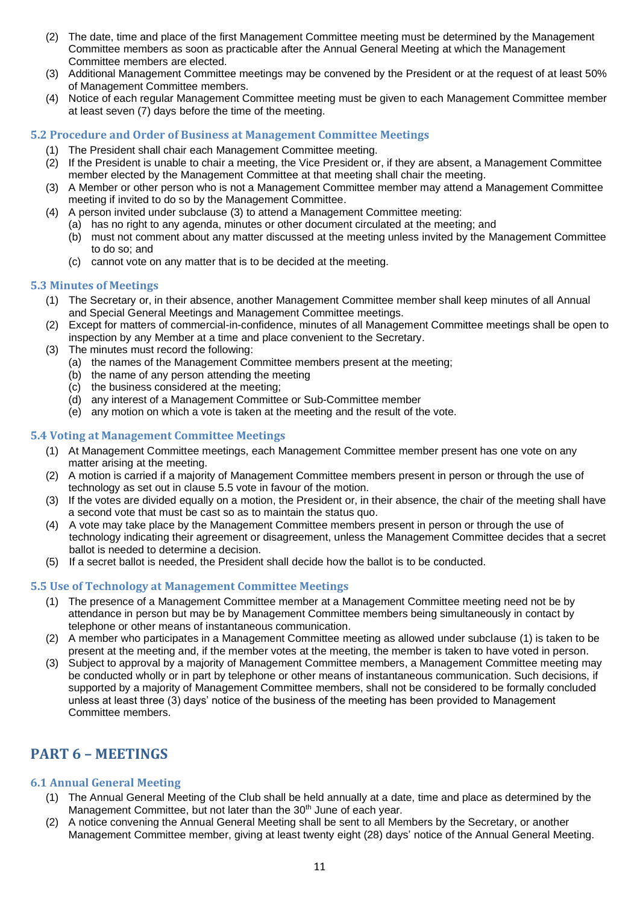(2) The date, time and place of the first Management Committee meeting must be determined by the Management Committee members as soon as practicable after the Annual General Meeting at which the Management Committee members are elected.
(3) Additional Management Committee meetings may be convened by the President or at the request of at least 50% of Management Committee members.
(4) Notice of each regular Management Committee meeting must be given to each Management Committee member at least seven (7) days before the time of the meeting.

### 5.2 Procedure and Order of Business at Management Committee Meetings

(1) The President shall chair each Management Committee meeting.
(2) If the President is unable to chair a meeting, the Vice President or, if they are absent, a Management Committee member elected by the Management Committee at that meeting shall chair the meeting.
(3) A Member or other person who is not a Management Committee member may attend a Management Committee meeting if invited to do so by the Management Committee.
(4) A person invited under subclause (3) to attend a Management Committee meeting:
  (a) has no right to any agenda, minutes or other document circulated at the meeting; and
  (b) must not comment about any matter discussed at the meeting unless invited by the Management Committee to do so; and
  (c) cannot vote on any matter that is to be decided at the meeting.

### 5.3 Minutes of Meetings

(1) The Secretary or, in their absence, another Management Committee member shall keep minutes of all Annual and Special General Meetings and Management Committee meetings.
(2) Except for matters of commercial-in-confidence, minutes of all Management Committee meetings shall be open to inspection by any Member at a time and place convenient to the Secretary.
(3) The minutes must record the following:
  (a) the names of the Management Committee members present at the meeting;
  (b) the name of any person attending the meeting
  (c) the business considered at the meeting;
  (d) any interest of a Management Committee or Sub-Committee member
  (e) any motion on which a vote is taken at the meeting and the result of the vote.

### 5.4 Voting at Management Committee Meetings

(1) At Management Committee meetings, each Management Committee member present has one vote on any matter arising at the meeting.
(2) A motion is carried if a majority of Management Committee members present in person or through the use of technology as set out in clause 5.5 vote in favour of the motion.
(3) If the votes are divided equally on a motion, the President or, in their absence, the chair of the meeting shall have a second vote that must be cast so as to maintain the status quo.
(4) A vote may take place by the Management Committee members present in person or through the use of technology indicating their agreement or disagreement, unless the Management Committee decides that a secret ballot is needed to determine a decision.
(5) If a secret ballot is needed, the President shall decide how the ballot is to be conducted.

### 5.5 Use of Technology at Management Committee Meetings

(1) The presence of a Management Committee member at a Management Committee meeting need not be by attendance in person but may be by Management Committee members being simultaneously in contact by telephone or other means of instantaneous communication.
(2) A member who participates in a Management Committee meeting as allowed under subclause (1) is taken to be present at the meeting and, if the member votes at the meeting, the member is taken to have voted in person.
(3) Subject to approval by a majority of Management Committee members, a Management Committee meeting may be conducted wholly or in part by telephone or other means of instantaneous communication. Such decisions, if supported by a majority of Management Committee members, shall not be considered to be formally concluded unless at least three (3) days' notice of the business of the meeting has been provided to Management Committee members.

## PART 6 – MEETINGS

### 6.1 Annual General Meeting

(1) The Annual General Meeting of the Club shall be held annually at a date, time and place as determined by the Management Committee, but not later than the 30th June of each year.
(2) A notice convening the Annual General Meeting shall be sent to all Members by the Secretary, or another Management Committee member, giving at least twenty eight (28) days' notice of the Annual General Meeting.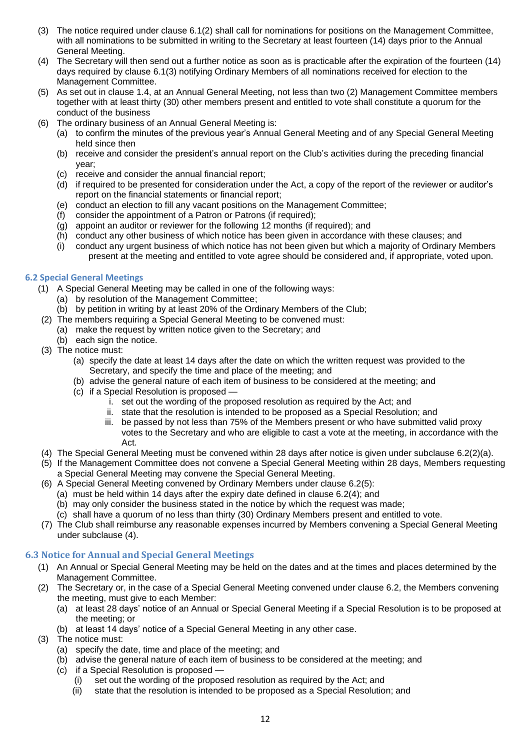(3) The notice required under clause 6.1(2) shall call for nominations for positions on the Management Committee, with all nominations to be submitted in writing to the Secretary at least fourteen (14) days prior to the Annual General Meeting.

(4) The Secretary will then send out a further notice as soon as is practicable after the expiration of the fourteen (14) days required by clause 6.1(3) notifying Ordinary Members of all nominations received for election to the Management Committee.

(5) As set out in clause 1.4, at an Annual General Meeting, not less than two (2) Management Committee members together with at least thirty (30) other members present and entitled to vote shall constitute a quorum for the conduct of the business

(6) The ordinary business of an Annual General Meeting is:
   - (a) to confirm the minutes of the previous year's Annual General Meeting and of any Special General Meeting held since then
   - (b) receive and consider the president's annual report on the Club's activities during the preceding financial year;
   - (c) receive and consider the annual financial report;
   - (d) if required to be presented for consideration under the Act, a copy of the report of the reviewer or auditor's report on the financial statements or financial report;
   - (e) conduct an election to fill any vacant positions on the Management Committee;
   - (f) consider the appointment of a Patron or Patrons (if required);
   - (g) appoint an auditor or reviewer for the following 12 months (if required); and
   - (h) conduct any other business of which notice has been given in accordance with these clauses; and
   - (i) conduct any urgent business of which notice has not been given but which a majority of Ordinary Members present at the meeting and entitled to vote agree should be considered and, if appropriate, voted upon.

### 6.2 Special General Meetings

(1) A Special General Meeting may be called in one of the following ways:
   - (a) by resolution of the Management Committee;
   - (b) by petition in writing by at least 20% of the Ordinary Members of the Club;

(2) The members requiring a Special General Meeting to be convened must:
   - (a) make the request by written notice given to the Secretary; and
   - (b) each sign the notice.

(3) The notice must:
   - (a) specify the date at least 14 days after the date on which the written request was provided to the Secretary, and specify the time and place of the meeting; and
   - (b) advise the general nature of each item of business to be considered at the meeting; and
   - (c) if a Special Resolution is proposed —
     - i. set out the wording of the proposed resolution as required by the Act; and
     - ii. state that the resolution is intended to be proposed as a Special Resolution; and
     - iii. be passed by not less than 75% of the Members present or who have submitted valid proxy votes to the Secretary and who are eligible to cast a vote at the meeting, in accordance with the Act.

(4) The Special General Meeting must be convened within 28 days after notice is given under subclause 6.2(2)(a).

(5) If the Management Committee does not convene a Special General Meeting within 28 days, Members requesting a Special General Meeting may convene the Special General Meeting.

(6) A Special General Meeting convened by Ordinary Members under clause 6.2(5):
   - (a) must be held within 14 days after the expiry date defined in clause 6.2(4); and
   - (b) may only consider the business stated in the notice by which the request was made;
   - (c) shall have a quorum of no less than thirty (30) Ordinary Members present and entitled to vote.

(7) The Club shall reimburse any reasonable expenses incurred by Members convening a Special General Meeting under subclause (4).

### 6.3 Notice for Annual and Special General Meetings

(1) An Annual or Special General Meeting may be held on the dates and at the times and places determined by the Management Committee.

(2) The Secretary or, in the case of a Special General Meeting convened under clause 6.2, the Members convening the meeting, must give to each Member:
   - (a) at least 28 days' notice of an Annual or Special General Meeting if a Special Resolution is to be proposed at the meeting; or
   - (b) at least 14 days' notice of a Special General Meeting in any other case.

(3) The notice must:
   - (a) specify the date, time and place of the meeting; and
   - (b) advise the general nature of each item of business to be considered at the meeting; and
   - (c) if a Special Resolution is proposed —
     - (i) set out the wording of the proposed resolution as required by the Act; and
     - (ii) state that the resolution is intended to be proposed as a Special Resolution; and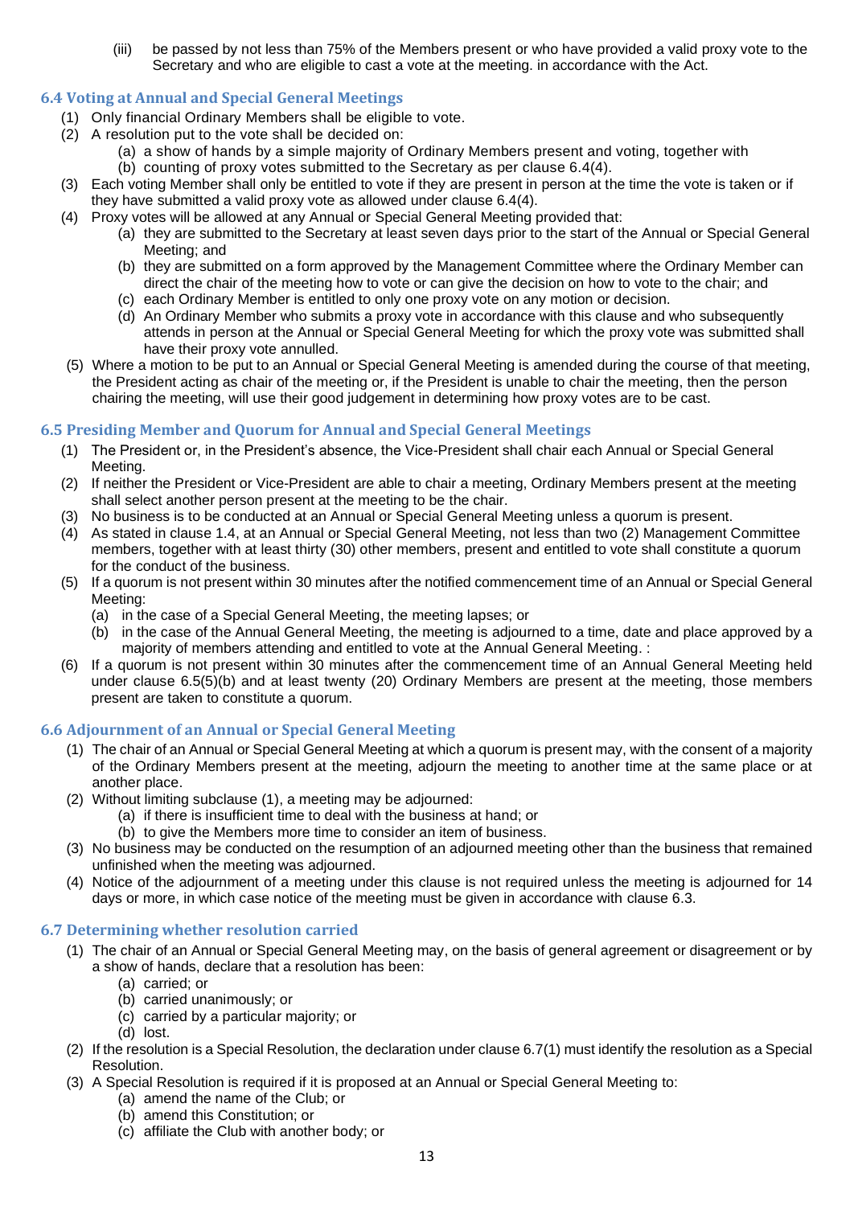(iii) be passed by not less than 75% of the Members present or who have provided a valid proxy vote to the Secretary and who are eligible to cast a vote at the meeting. in accordance with the Act.

### 6.4 Voting at Annual and Special General Meetings

(1) Only financial Ordinary Members shall be eligible to vote.

(2) A resolution put to the vote shall be decided on:
  - (a) a show of hands by a simple majority of Ordinary Members present and voting, together with
  - (b) counting of proxy votes submitted to the Secretary as per clause 6.4(4).

(3) Each voting Member shall only be entitled to vote if they are present in person at the time the vote is taken or if they have submitted a valid proxy vote as allowed under clause 6.4(4).

(4) Proxy votes will be allowed at any Annual or Special General Meeting provided that:
  - (a) they are submitted to the Secretary at least seven days prior to the start of the Annual or Special General Meeting; and
  - (b) they are submitted on a form approved by the Management Committee where the Ordinary Member can direct the chair of the meeting how to vote or can give the decision on how to vote to the chair; and
  - (c) each Ordinary Member is entitled to only one proxy vote on any motion or decision.
  - (d) An Ordinary Member who submits a proxy vote in accordance with this clause and who subsequently attends in person at the Annual or Special General Meeting for which the proxy vote was submitted shall have their proxy vote annulled.

(5) Where a motion to be put to an Annual or Special General Meeting is amended during the course of that meeting, the President acting as chair of the meeting or, if the President is unable to chair the meeting, then the person chairing the meeting, will use their good judgement in determining how proxy votes are to be cast.

### 6.5 Presiding Member and Quorum for Annual and Special General Meetings

(1) The President or, in the President's absence, the Vice-President shall chair each Annual or Special General Meeting.

(2) If neither the President or Vice-President are able to chair a meeting, Ordinary Members present at the meeting shall select another person present at the meeting to be the chair.

(3) No business is to be conducted at an Annual or Special General Meeting unless a quorum is present.

(4) As stated in clause 1.4, at an Annual or Special General Meeting, not less than two (2) Management Committee members, together with at least thirty (30) other members, present and entitled to vote shall constitute a quorum for the conduct of the business.

(5) If a quorum is not present within 30 minutes after the notified commencement time of an Annual or Special General Meeting:
  - (a) in the case of a Special General Meeting, the meeting lapses; or
  - (b) in the case of the Annual General Meeting, the meeting is adjourned to a time, date and place approved by a majority of members attending and entitled to vote at the Annual General Meeting. :

(6) If a quorum is not present within 30 minutes after the commencement time of an Annual General Meeting held under clause 6.5(5)(b) and at least twenty (20) Ordinary Members are present at the meeting, those members present are taken to constitute a quorum.

### 6.6 Adjournment of an Annual or Special General Meeting

(1) The chair of an Annual or Special General Meeting at which a quorum is present may, with the consent of a majority of the Ordinary Members present at the meeting, adjourn the meeting to another time at the same place or at another place.

(2) Without limiting subclause (1), a meeting may be adjourned:
  - (a) if there is insufficient time to deal with the business at hand; or
  - (b) to give the Members more time to consider an item of business.

(3) No business may be conducted on the resumption of an adjourned meeting other than the business that remained unfinished when the meeting was adjourned.

(4) Notice of the adjournment of a meeting under this clause is not required unless the meeting is adjourned for 14 days or more, in which case notice of the meeting must be given in accordance with clause 6.3.

### 6.7 Determining whether resolution carried

(1) The chair of an Annual or Special General Meeting may, on the basis of general agreement or disagreement or by a show of hands, declare that a resolution has been:
  - (a) carried; or
  - (b) carried unanimously; or
  - (c) carried by a particular majority; or
  - (d) lost.

(2) If the resolution is a Special Resolution, the declaration under clause 6.7(1) must identify the resolution as a Special Resolution.

(3) A Special Resolution is required if it is proposed at an Annual or Special General Meeting to:
  - (a) amend the name of the Club; or
  - (b) amend this Constitution; or
  - (c) affiliate the Club with another body; or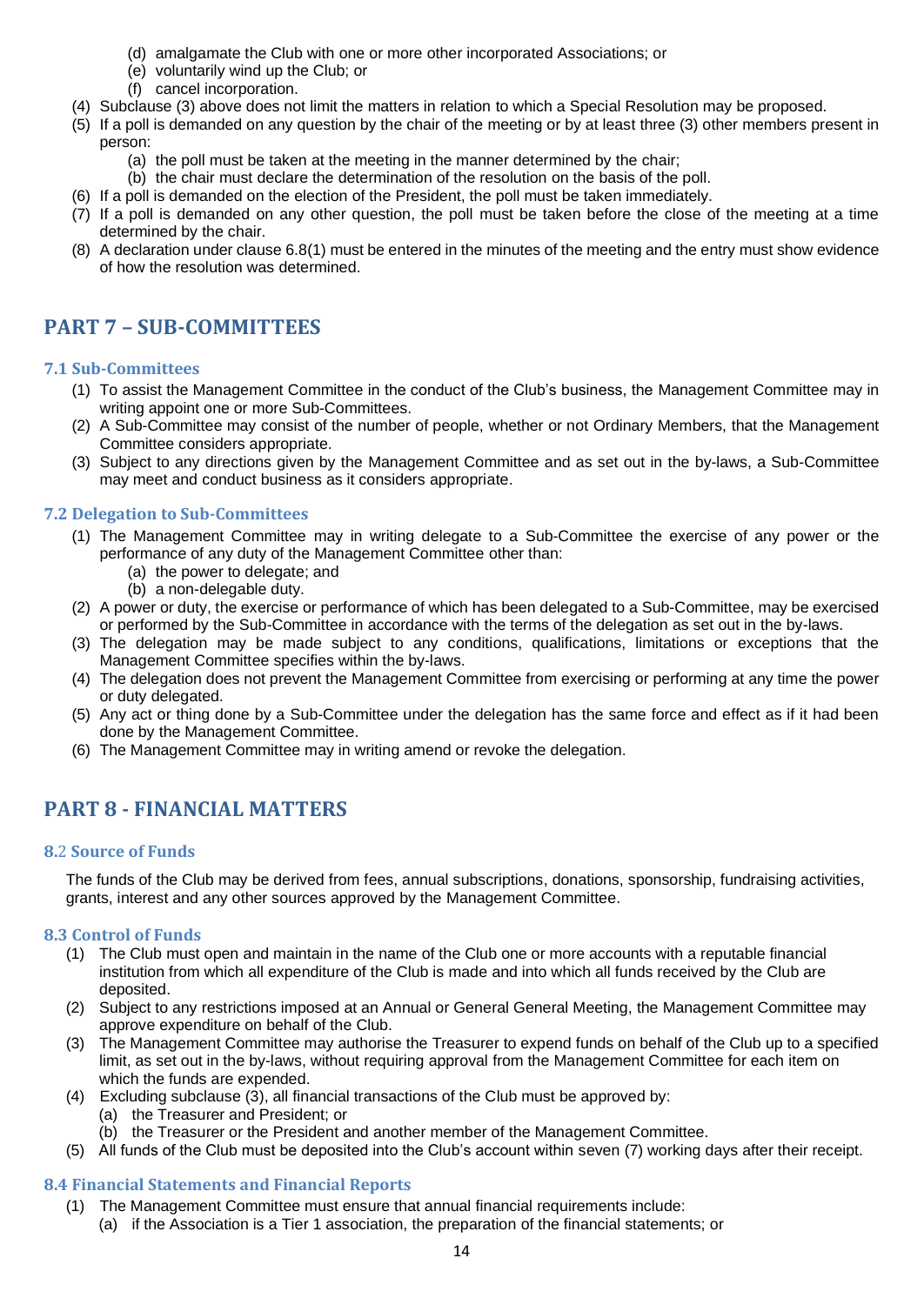(d) amalgamate the Club with one or more other incorporated Associations; or
(e) voluntarily wind up the Club; or
(f) cancel incorporation.

(4) Subclause (3) above does not limit the matters in relation to which a Special Resolution may be proposed.

(5) If a poll is demanded on any question by the chair of the meeting or by at least three (3) other members present in person:

   (a) the poll must be taken at the meeting in the manner determined by the chair;
   (b) the chair must declare the determination of the resolution on the basis of the poll.

(6) If a poll is demanded on the election of the President, the poll must be taken immediately.

(7) If a poll is demanded on any other question, the poll must be taken before the close of the meeting at a time determined by the chair.

(8) A declaration under clause 6.8(1) must be entered in the minutes of the meeting and the entry must show evidence of how the resolution was determined.

## PART 7 – SUB-COMMITTEES

### 7.1 Sub-Committees

(1) To assist the Management Committee in the conduct of the Club's business, the Management Committee may in writing appoint one or more Sub-Committees.

(2) A Sub-Committee may consist of the number of people, whether or not Ordinary Members, that the Management Committee considers appropriate.

(3) Subject to any directions given by the Management Committee and as set out in the by-laws, a Sub-Committee may meet and conduct business as it considers appropriate.

### 7.2 Delegation to Sub-Committees

(1) The Management Committee may in writing delegate to a Sub-Committee the exercise of any power or the performance of any duty of the Management Committee other than:

   (a) the power to delegate; and
   (b) a non-delegable duty.

(2) A power or duty, the exercise or performance of which has been delegated to a Sub-Committee, may be exercised or performed by the Sub-Committee in accordance with the terms of the delegation as set out in the by-laws.

(3) The delegation may be made subject to any conditions, qualifications, limitations or exceptions that the Management Committee specifies within the by-laws.

(4) The delegation does not prevent the Management Committee from exercising or performing at any time the power or duty delegated.

(5) Any act or thing done by a Sub-Committee under the delegation has the same force and effect as if it had been done by the Management Committee.

(6) The Management Committee may in writing amend or revoke the delegation.

## PART 8 - FINANCIAL MATTERS

### 8.2 Source of Funds

The funds of the Club may be derived from fees, annual subscriptions, donations, sponsorship, fundraising activities, grants, interest and any other sources approved by the Management Committee.

### 8.3 Control of Funds

(1) The Club must open and maintain in the name of the Club one or more accounts with a reputable financial institution from which all expenditure of the Club is made and into which all funds received by the Club are deposited.

(2) Subject to any restrictions imposed at an Annual or General General Meeting, the Management Committee may approve expenditure on behalf of the Club.

(3) The Management Committee may authorise the Treasurer to expend funds on behalf of the Club up to a specified limit, as set out in the by-laws, without requiring approval from the Management Committee for each item on which the funds are expended.

(4) Excluding subclause (3), all financial transactions of the Club must be approved by:

   (a) the Treasurer and President; or
   (b) the Treasurer or the President and another member of the Management Committee.

(5) All funds of the Club must be deposited into the Club's account within seven (7) working days after their receipt.

### 8.4 Financial Statements and Financial Reports

(1) The Management Committee must ensure that annual financial requirements include:

   (a) if the Association is a Tier 1 association, the preparation of the financial statements; or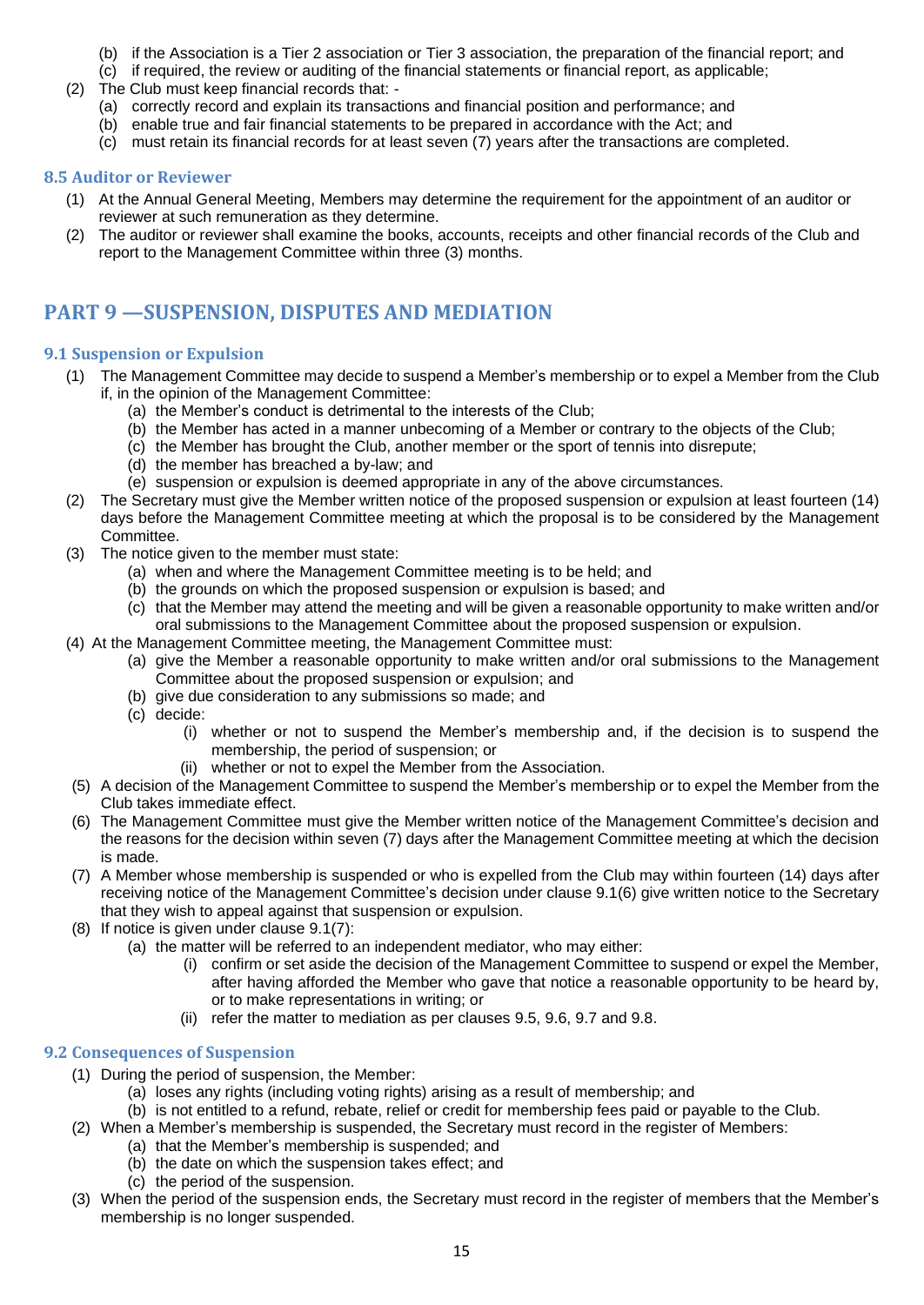(b) if the Association is a Tier 2 association or Tier 3 association, the preparation of the financial report; and

(c) if required, the review or auditing of the financial statements or financial report, as applicable;

(2) The Club must keep financial records that: -

(a) correctly record and explain its transactions and financial position and performance; and

(b) enable true and fair financial statements to be prepared in accordance with the Act; and

(c) must retain its financial records for at least seven (7) years after the transactions are completed.

### 8.5 Auditor or Reviewer

(1) At the Annual General Meeting, Members may determine the requirement for the appointment of an auditor or reviewer at such remuneration as they determine.

(2) The auditor or reviewer shall examine the books, accounts, receipts and other financial records of the Club and report to the Management Committee within three (3) months.

## PART 9 —SUSPENSION, DISPUTES AND MEDIATION

### 9.1 Suspension or Expulsion

(1) The Management Committee may decide to suspend a Member's membership or to expel a Member from the Club if, in the opinion of the Management Committee:

(a) the Member's conduct is detrimental to the interests of the Club;

(b) the Member has acted in a manner unbecoming of a Member or contrary to the objects of the Club;

(c) the Member has brought the Club, another member or the sport of tennis into disrepute;

(d) the member has breached a by-law; and

(e) suspension or expulsion is deemed appropriate in any of the above circumstances.

(2) The Secretary must give the Member written notice of the proposed suspension or expulsion at least fourteen (14) days before the Management Committee meeting at which the proposal is to be considered by the Management Committee.

(3) The notice given to the member must state:

(a) when and where the Management Committee meeting is to be held; and

(b) the grounds on which the proposed suspension or expulsion is based; and

(c) that the Member may attend the meeting and will be given a reasonable opportunity to make written and/or oral submissions to the Management Committee about the proposed suspension or expulsion.

(4) At the Management Committee meeting, the Management Committee must:

(a) give the Member a reasonable opportunity to make written and/or oral submissions to the Management Committee about the proposed suspension or expulsion; and

(b) give due consideration to any submissions so made; and

(c) decide:

(i) whether or not to suspend the Member's membership and, if the decision is to suspend the membership, the period of suspension; or

(ii) whether or not to expel the Member from the Association.

(5) A decision of the Management Committee to suspend the Member's membership or to expel the Member from the Club takes immediate effect.

(6) The Management Committee must give the Member written notice of the Management Committee's decision and the reasons for the decision within seven (7) days after the Management Committee meeting at which the decision is made.

(7) A Member whose membership is suspended or who is expelled from the Club may within fourteen (14) days after receiving notice of the Management Committee's decision under clause 9.1(6) give written notice to the Secretary that they wish to appeal against that suspension or expulsion.

(8) If notice is given under clause 9.1(7):

(a) the matter will be referred to an independent mediator, who may either:

(i) confirm or set aside the decision of the Management Committee to suspend or expel the Member, after having afforded the Member who gave that notice a reasonable opportunity to be heard by, or to make representations in writing; or

(ii) refer the matter to mediation as per clauses 9.5, 9.6, 9.7 and 9.8.

### 9.2 Consequences of Suspension

(1) During the period of suspension, the Member:

(a) loses any rights (including voting rights) arising as a result of membership; and

(b) is not entitled to a refund, rebate, relief or credit for membership fees paid or payable to the Club.

(2) When a Member's membership is suspended, the Secretary must record in the register of Members:

(a) that the Member's membership is suspended; and

(b) the date on which the suspension takes effect; and

(c) the period of the suspension.

(3) When the period of the suspension ends, the Secretary must record in the register of members that the Member's membership is no longer suspended.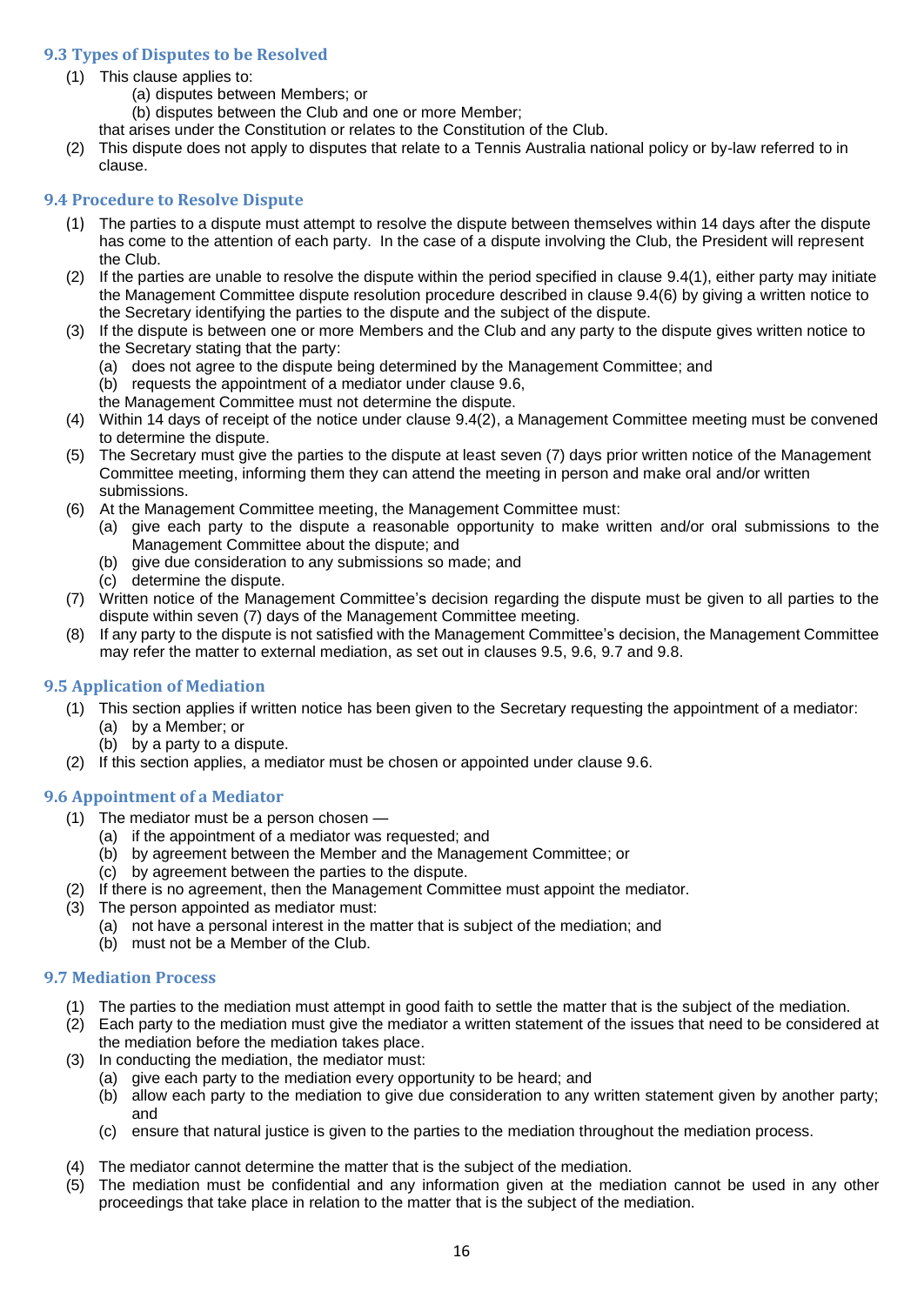### 9.3 Types of Disputes to be Resolved

(1) This clause applies to:
   - (a) disputes between Members; or
   - (b) disputes between the Club and one or more Member;

   that arises under the Constitution or relates to the Constitution of the Club.

(2) This dispute does not apply to disputes that relate to a Tennis Australia national policy or by-law referred to in clause.

### 9.4 Procedure to Resolve Dispute

(1) The parties to a dispute must attempt to resolve the dispute between themselves within 14 days after the dispute has come to the attention of each party. In the case of a dispute involving the Club, the President will represent the Club.

(2) If the parties are unable to resolve the dispute within the period specified in clause 9.4(1), either party may initiate the Management Committee dispute resolution procedure described in clause 9.4(6) by giving a written notice to the Secretary identifying the parties to the dispute and the subject of the dispute.

(3) If the dispute is between one or more Members and the Club and any party to the dispute gives written notice to the Secretary stating that the party:
   - (a) does not agree to the dispute being determined by the Management Committee; and
   - (b) requests the appointment of a mediator under clause 9.6,

   the Management Committee must not determine the dispute.

(4) Within 14 days of receipt of the notice under clause 9.4(2), a Management Committee meeting must be convened to determine the dispute.

(5) The Secretary must give the parties to the dispute at least seven (7) days prior written notice of the Management Committee meeting, informing them they can attend the meeting in person and make oral and/or written submissions.

(6) At the Management Committee meeting, the Management Committee must:
   - (a) give each party to the dispute a reasonable opportunity to make written and/or oral submissions to the Management Committee about the dispute; and
   - (b) give due consideration to any submissions so made; and
   - (c) determine the dispute.

(7) Written notice of the Management Committee's decision regarding the dispute must be given to all parties to the dispute within seven (7) days of the Management Committee meeting.

(8) If any party to the dispute is not satisfied with the Management Committee's decision, the Management Committee may refer the matter to external mediation, as set out in clauses 9.5, 9.6, 9.7 and 9.8.

### 9.5 Application of Mediation

(1) This section applies if written notice has been given to the Secretary requesting the appointment of a mediator:
   - (a) by a Member; or
   - (b) by a party to a dispute.

(2) If this section applies, a mediator must be chosen or appointed under clause 9.6.

### 9.6 Appointment of a Mediator

(1) The mediator must be a person chosen —
   - (a) if the appointment of a mediator was requested; and
   - (b) by agreement between the Member and the Management Committee; or
   - (c) by agreement between the parties to the dispute.

(2) If there is no agreement, then the Management Committee must appoint the mediator.

(3) The person appointed as mediator must:
   - (a) not have a personal interest in the matter that is subject of the mediation; and
   - (b) must not be a Member of the Club.

### 9.7 Mediation Process

(1) The parties to the mediation must attempt in good faith to settle the matter that is the subject of the mediation.

(2) Each party to the mediation must give the mediator a written statement of the issues that need to be considered at the mediation before the mediation takes place.

(3) In conducting the mediation, the mediator must:
   - (a) give each party to the mediation every opportunity to be heard; and
   - (b) allow each party to the mediation to give due consideration to any written statement given by another party; and
   - (c) ensure that natural justice is given to the parties to the mediation throughout the mediation process.

(4) The mediator cannot determine the matter that is the subject of the mediation.

(5) The mediation must be confidential and any information given at the mediation cannot be used in any other proceedings that take place in relation to the matter that is the subject of the mediation.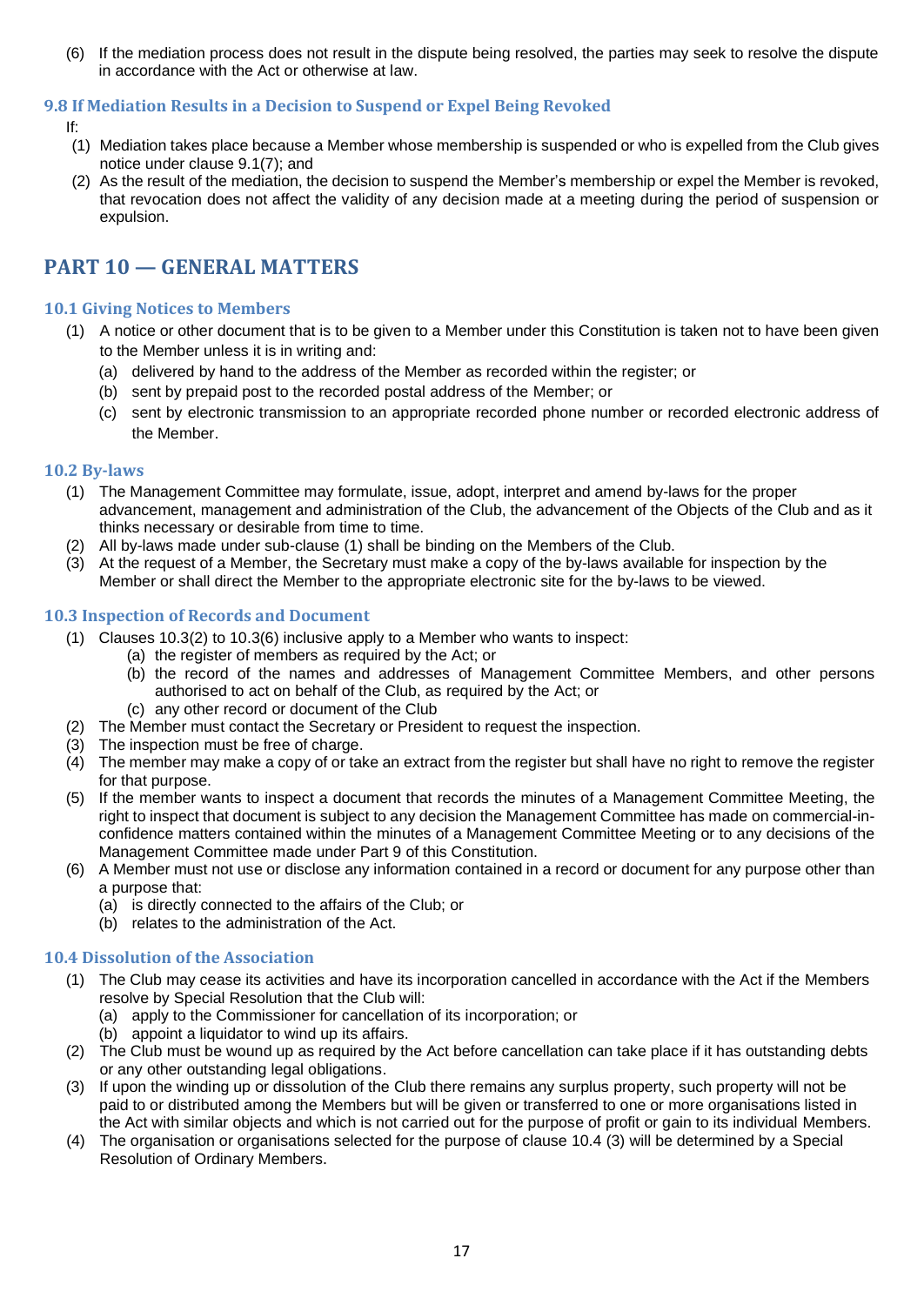(6) If the mediation process does not result in the dispute being resolved, the parties may seek to resolve the dispute in accordance with the Act or otherwise at law.

### 9.8 If Mediation Results in a Decision to Suspend or Expel Being Revoked

If:

(1) Mediation takes place because a Member whose membership is suspended or who is expelled from the Club gives notice under clause 9.1(7); and

(2) As the result of the mediation, the decision to suspend the Member's membership or expel the Member is revoked, that revocation does not affect the validity of any decision made at a meeting during the period of suspension or expulsion.

## PART 10 — GENERAL MATTERS

### 10.1 Giving Notices to Members

(1) A notice or other document that is to be given to a Member under this Constitution is taken not to have been given to the Member unless it is in writing and:

- (a) delivered by hand to the address of the Member as recorded within the register; or
- (b) sent by prepaid post to the recorded postal address of the Member; or
- (c) sent by electronic transmission to an appropriate recorded phone number or recorded electronic address of the Member.

### 10.2 By-laws

(1) The Management Committee may formulate, issue, adopt, interpret and amend by-laws for the proper advancement, management and administration of the Club, the advancement of the Objects of the Club and as it thinks necessary or desirable from time to time.

(2) All by-laws made under sub-clause (1) shall be binding on the Members of the Club.

(3) At the request of a Member, the Secretary must make a copy of the by-laws available for inspection by the Member or shall direct the Member to the appropriate electronic site for the by-laws to be viewed.

### 10.3 Inspection of Records and Document

(1) Clauses 10.3(2) to 10.3(6) inclusive apply to a Member who wants to inspect:

- (a) the register of members as required by the Act; or
- (b) the record of the names and addresses of Management Committee Members, and other persons authorised to act on behalf of the Club, as required by the Act; or
- (c) any other record or document of the Club

(2) The Member must contact the Secretary or President to request the inspection.

(3) The inspection must be free of charge.

(4) The member may make a copy of or take an extract from the register but shall have no right to remove the register for that purpose.

(5) If the member wants to inspect a document that records the minutes of a Management Committee Meeting, the right to inspect that document is subject to any decision the Management Committee has made on commercial-in-confidence matters contained within the minutes of a Management Committee Meeting or to any decisions of the Management Committee made under Part 9 of this Constitution.

(6) A Member must not use or disclose any information contained in a record or document for any purpose other than a purpose that:

- (a) is directly connected to the affairs of the Club; or
- (b) relates to the administration of the Act.

### 10.4 Dissolution of the Association

(1) The Club may cease its activities and have its incorporation cancelled in accordance with the Act if the Members resolve by Special Resolution that the Club will:

- (a) apply to the Commissioner for cancellation of its incorporation; or
- (b) appoint a liquidator to wind up its affairs.

(2) The Club must be wound up as required by the Act before cancellation can take place if it has outstanding debts or any other outstanding legal obligations.

(3) If upon the winding up or dissolution of the Club there remains any surplus property, such property will not be paid to or distributed among the Members but will be given or transferred to one or more organisations listed in the Act with similar objects and which is not carried out for the purpose of profit or gain to its individual Members.

(4) The organisation or organisations selected for the purpose of clause 10.4 (3) will be determined by a Special Resolution of Ordinary Members.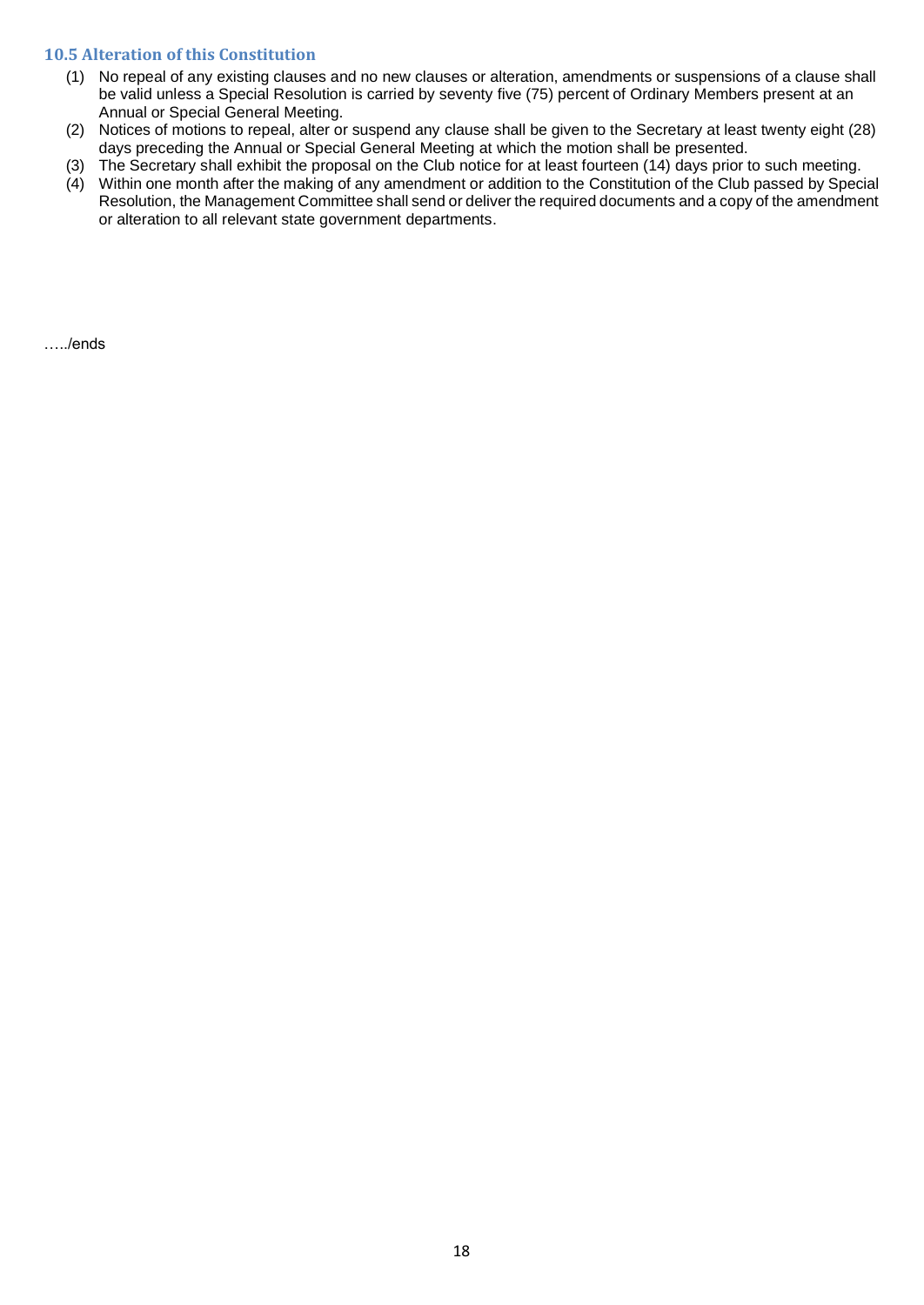### 10.5 Alteration of this Constitution

(1) No repeal of any existing clauses and no new clauses or alteration, amendments or suspensions of a clause shall be valid unless a Special Resolution is carried by seventy five (75) percent of Ordinary Members present at an Annual or Special General Meeting.

(2) Notices of motions to repeal, alter or suspend any clause shall be given to the Secretary at least twenty eight (28) days preceding the Annual or Special General Meeting at which the motion shall be presented.

(3) The Secretary shall exhibit the proposal on the Club notice for at least fourteen (14) days prior to such meeting.

(4) Within one month after the making of any amendment or addition to the Constitution of the Club passed by Special Resolution, the Management Committee shall send or deliver the required documents and a copy of the amendment or alteration to all relevant state government departments.

…../ends